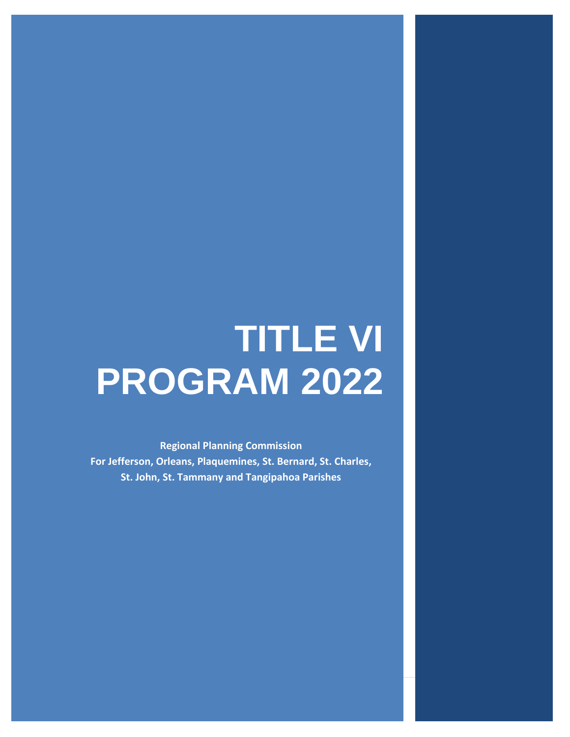# TITLE VI PROGRAM 2022

**Regional Planning Commission**
**For Jefferson, Orleans, Plaquemines, St. Bernard, St. Charles, St. John, St. Tammany and Tangipahoa Parishes**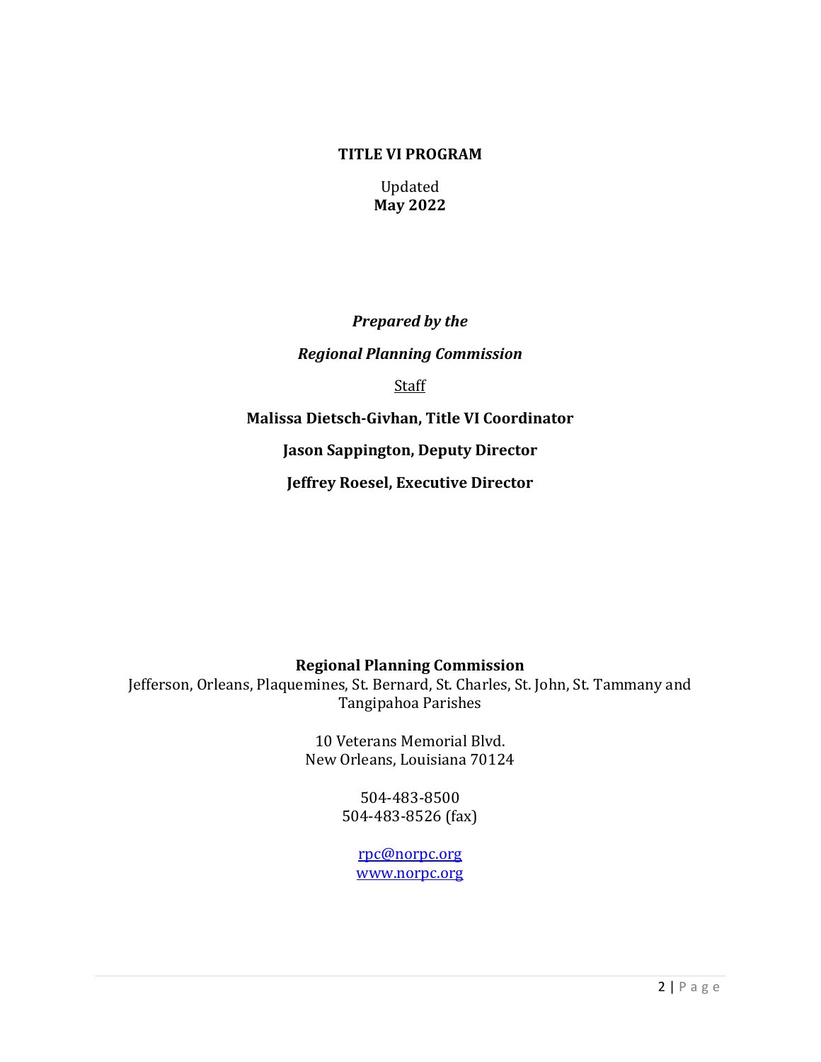**TITLE VI PROGRAM**

Updated
**May 2022**

***Prepared by the***

***Regional Planning Commission***

Staff

**Malissa Dietsch-Givhan, Title VI Coordinator**

**Jason Sappington, Deputy Director**

**Jeffrey Roesel, Executive Director**

**Regional Planning Commission**
Jefferson, Orleans, Plaquemines, St. Bernard, St. Charles, St. John, St. Tammany and Tangipahoa Parishes

10 Veterans Memorial Blvd.
New Orleans, Louisiana 70124

504-483-8500
504-483-8526 (fax)

rpc@norpc.org
www.norpc.org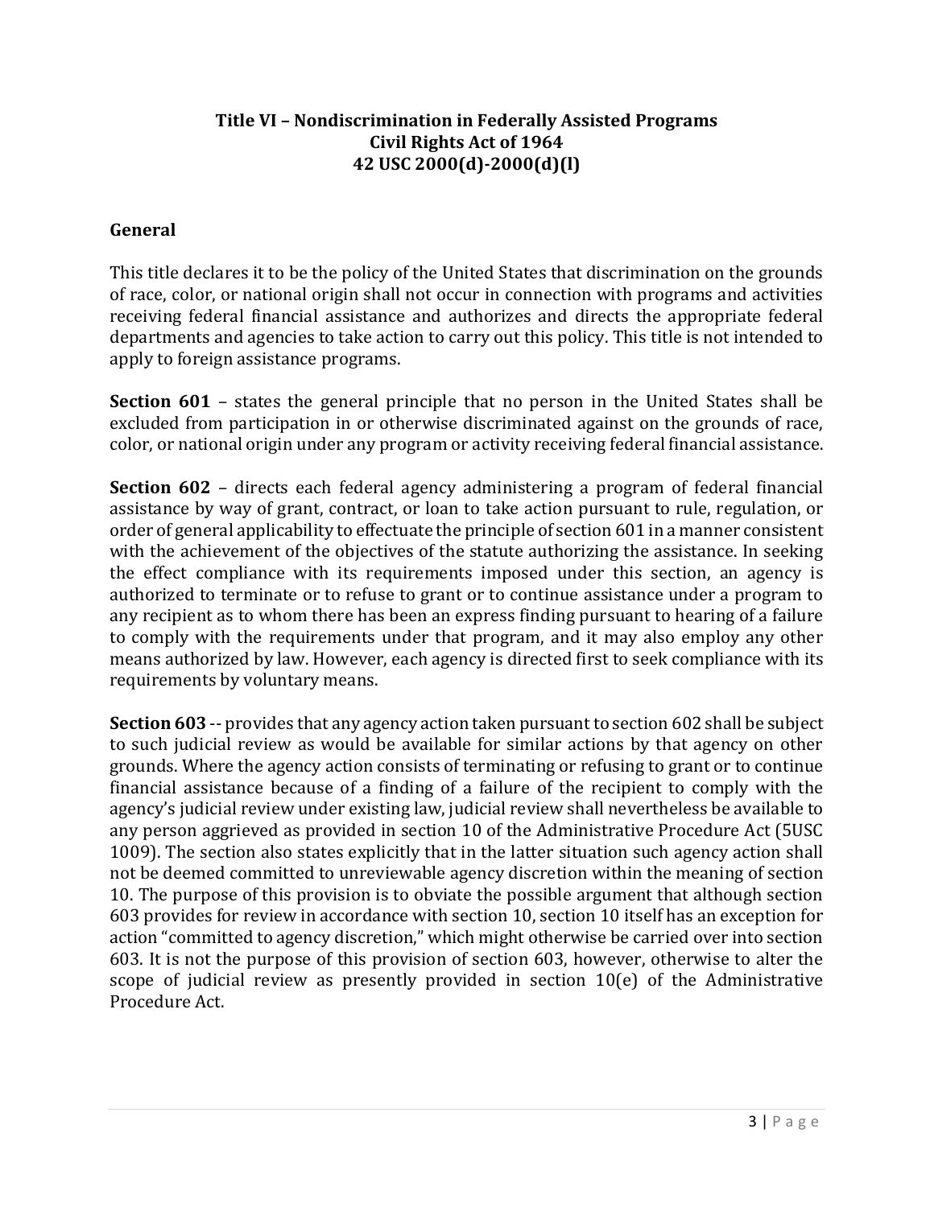**Title VI – Nondiscrimination in Federally Assisted Programs**
**Civil Rights Act of 1964**
**42 USC 2000(d)-2000(d)(l)**

## General

This title declares it to be the policy of the United States that discrimination on the grounds of race, color, or national origin shall not occur in connection with programs and activities receiving federal financial assistance and authorizes and directs the appropriate federal departments and agencies to take action to carry out this policy. This title is not intended to apply to foreign assistance programs.

**Section 601** – states the general principle that no person in the United States shall be excluded from participation in or otherwise discriminated against on the grounds of race, color, or national origin under any program or activity receiving federal financial assistance.

**Section 602** – directs each federal agency administering a program of federal financial assistance by way of grant, contract, or loan to take action pursuant to rule, regulation, or order of general applicability to effectuate the principle of section 601 in a manner consistent with the achievement of the objectives of the statute authorizing the assistance. In seeking the effect compliance with its requirements imposed under this section, an agency is authorized to terminate or to refuse to grant or to continue assistance under a program to any recipient as to whom there has been an express finding pursuant to hearing of a failure to comply with the requirements under that program, and it may also employ any other means authorized by law. However, each agency is directed first to seek compliance with its requirements by voluntary means.

**Section 603** -- provides that any agency action taken pursuant to section 602 shall be subject to such judicial review as would be available for similar actions by that agency on other grounds. Where the agency action consists of terminating or refusing to grant or to continue financial assistance because of a finding of a failure of the recipient to comply with the agency's judicial review under existing law, judicial review shall nevertheless be available to any person aggrieved as provided in section 10 of the Administrative Procedure Act (5USC 1009). The section also states explicitly that in the latter situation such agency action shall not be deemed committed to unreviewable agency discretion within the meaning of section 10. The purpose of this provision is to obviate the possible argument that although section 603 provides for review in accordance with section 10, section 10 itself has an exception for action "committed to agency discretion," which might otherwise be carried over into section 603. It is not the purpose of this provision of section 603, however, otherwise to alter the scope of judicial review as presently provided in section 10(e) of the Administrative Procedure Act.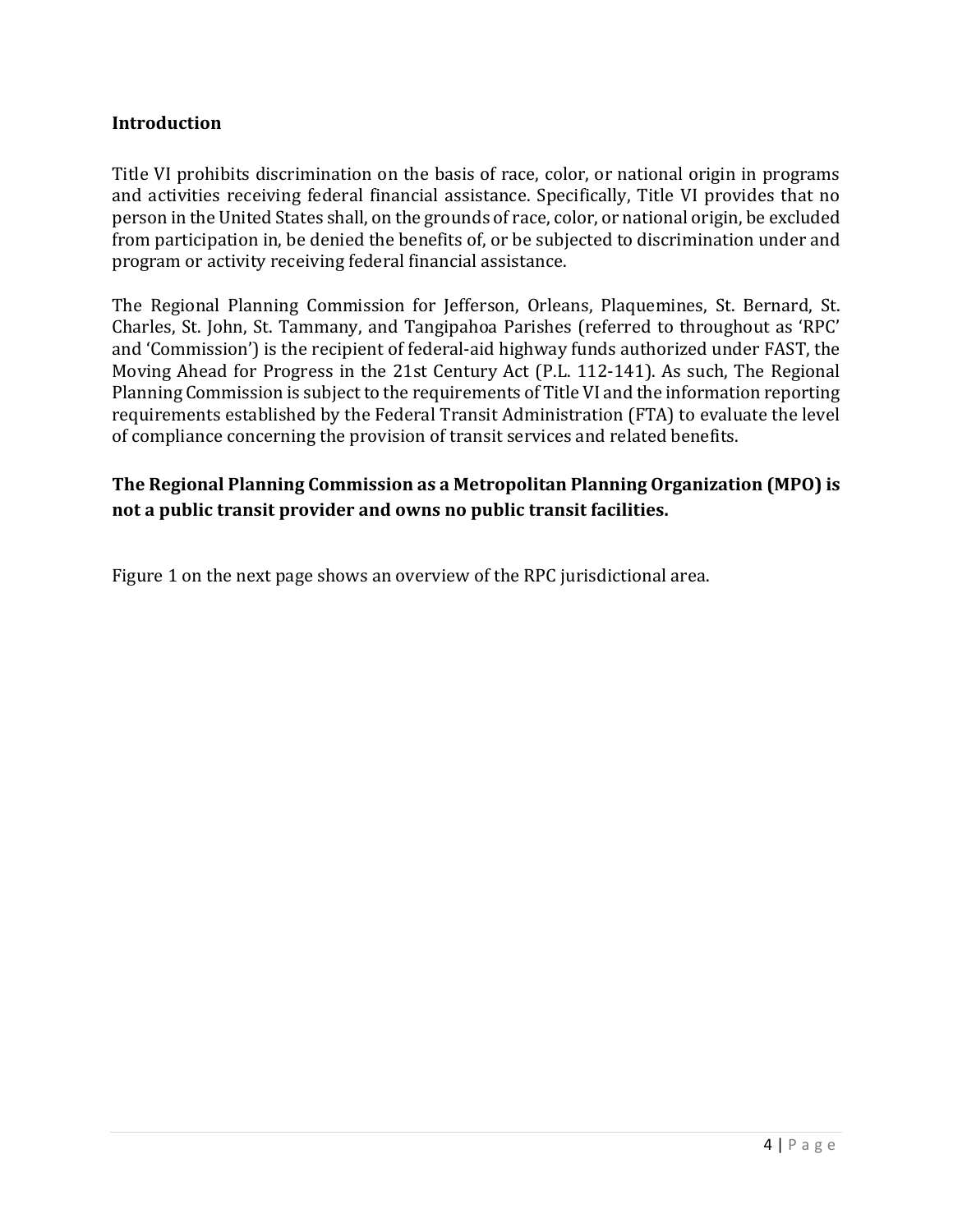## Introduction

Title VI prohibits discrimination on the basis of race, color, or national origin in programs and activities receiving federal financial assistance. Specifically, Title VI provides that no person in the United States shall, on the grounds of race, color, or national origin, be excluded from participation in, be denied the benefits of, or be subjected to discrimination under and program or activity receiving federal financial assistance.

The Regional Planning Commission for Jefferson, Orleans, Plaquemines, St. Bernard, St. Charles, St. John, St. Tammany, and Tangipahoa Parishes (referred to throughout as 'RPC' and 'Commission') is the recipient of federal-aid highway funds authorized under FAST, the Moving Ahead for Progress in the 21st Century Act (P.L. 112-141). As such, The Regional Planning Commission is subject to the requirements of Title VI and the information reporting requirements established by the Federal Transit Administration (FTA) to evaluate the level of compliance concerning the provision of transit services and related benefits.

**The Regional Planning Commission as a Metropolitan Planning Organization (MPO) is not a public transit provider and owns no public transit facilities.**

Figure 1 on the next page shows an overview of the RPC jurisdictional area.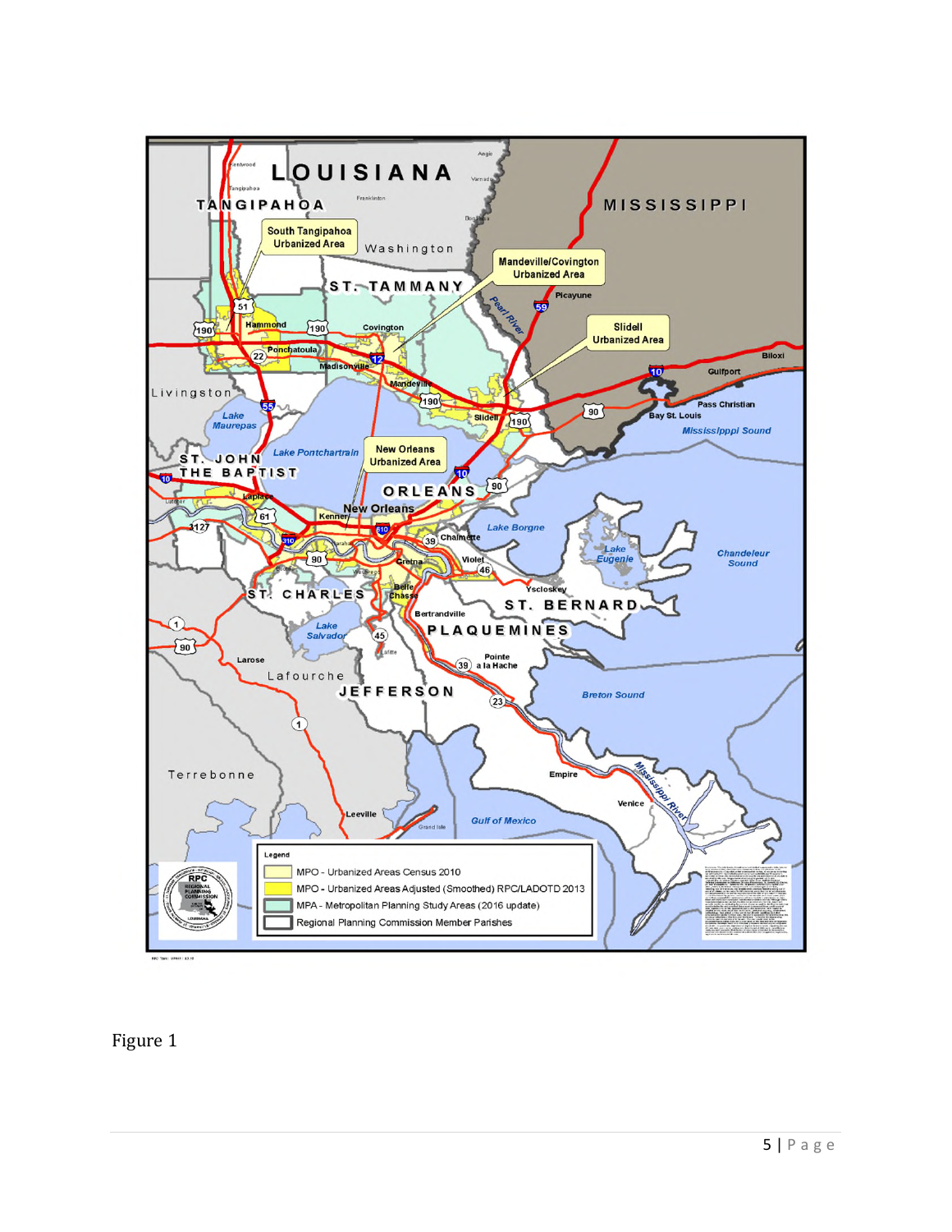Figure 1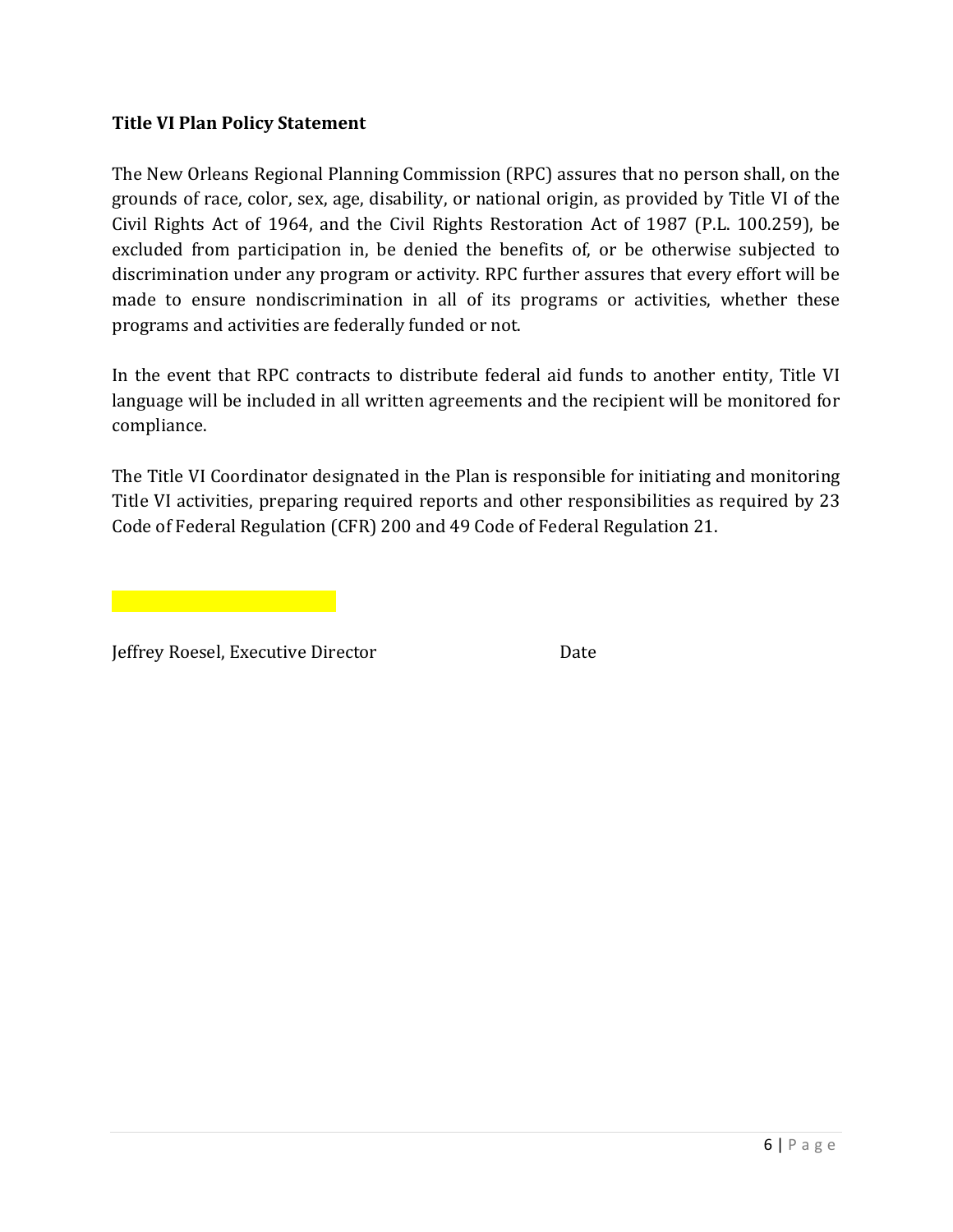**Title VI Plan Policy Statement**

The New Orleans Regional Planning Commission (RPC) assures that no person shall, on the grounds of race, color, sex, age, disability, or national origin, as provided by Title VI of the Civil Rights Act of 1964, and the Civil Rights Restoration Act of 1987 (P.L. 100.259), be excluded from participation in, be denied the benefits of, or be otherwise subjected to discrimination under any program or activity. RPC further assures that every effort will be made to ensure nondiscrimination in all of its programs or activities, whether these programs and activities are federally funded or not.

In the event that RPC contracts to distribute federal aid funds to another entity, Title VI language will be included in all written agreements and the recipient will be monitored for compliance.

The Title VI Coordinator designated in the Plan is responsible for initiating and monitoring Title VI activities, preparing required reports and other responsibilities as required by 23 Code of Federal Regulation (CFR) 200 and 49 Code of Federal Regulation 21.

Jeffrey Roesel, Executive Director Date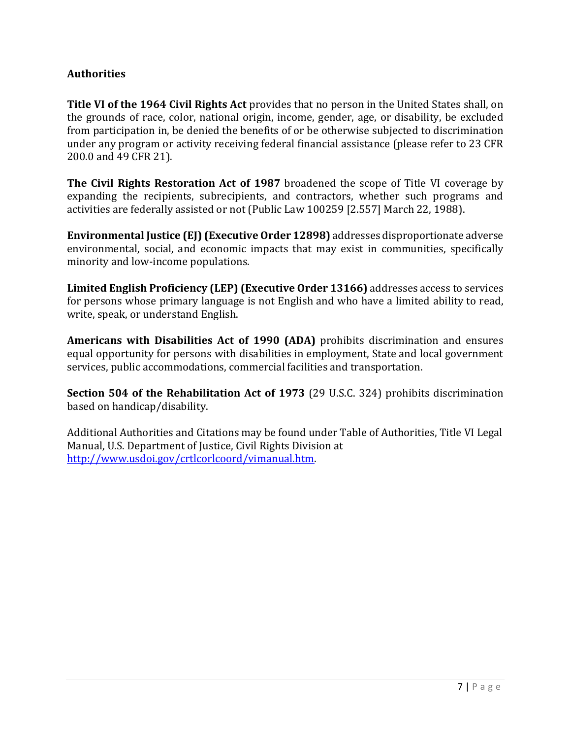## Authorities

**Title VI of the 1964 Civil Rights Act** provides that no person in the United States shall, on the grounds of race, color, national origin, income, gender, age, or disability, be excluded from participation in, be denied the benefits of or be otherwise subjected to discrimination under any program or activity receiving federal financial assistance (please refer to 23 CFR 200.0 and 49 CFR 21).

**The Civil Rights Restoration Act of 1987** broadened the scope of Title VI coverage by expanding the recipients, subrecipients, and contractors, whether such programs and activities are federally assisted or not (Public Law 100259 [2.557] March 22, 1988).

**Environmental Justice (EJ) (Executive Order 12898)** addresses disproportionate adverse environmental, social, and economic impacts that may exist in communities, specifically minority and low-income populations.

**Limited English Proficiency (LEP) (Executive Order 13166)** addresses access to services for persons whose primary language is not English and who have a limited ability to read, write, speak, or understand English.

**Americans with Disabilities Act of 1990 (ADA)** prohibits discrimination and ensures equal opportunity for persons with disabilities in employment, State and local government services, public accommodations, commercial facilities and transportation.

**Section 504 of the Rehabilitation Act of 1973** (29 U.S.C. 324) prohibits discrimination based on handicap/disability.

Additional Authorities and Citations may be found under Table of Authorities, Title VI Legal Manual, U.S. Department of Justice, Civil Rights Division at [http://www.usdoi.gov/crtlcorlcoord/vimanual.htm](http://www.usdoi.gov/crtlcorlcoord/vimanual.htm).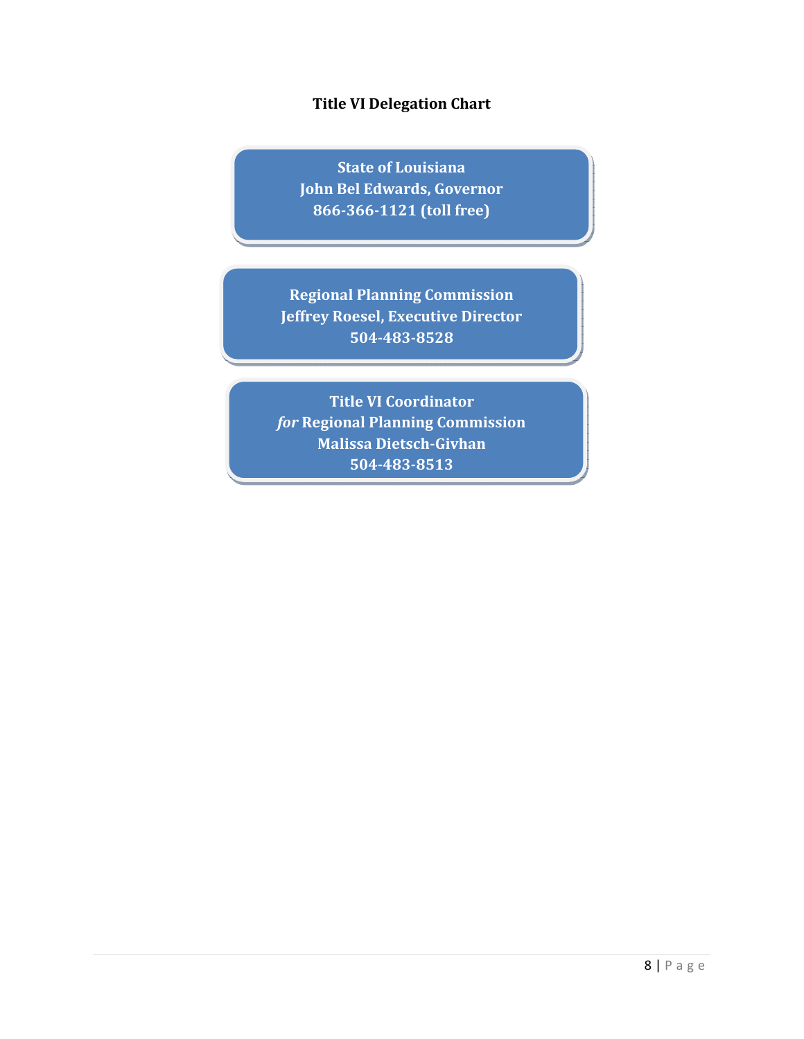### Title VI Delegation Chart

**State of Louisiana**
**John Bel Edwards, Governor**
**866-366-1121 (toll free)**

**Regional Planning Commission**
**Jeffrey Roesel, Executive Director**
**504-483-8528**

**Title VI Coordinator**
***for* Regional Planning Commission**
**Malissa Dietsch-Givhan**
**504-483-8513**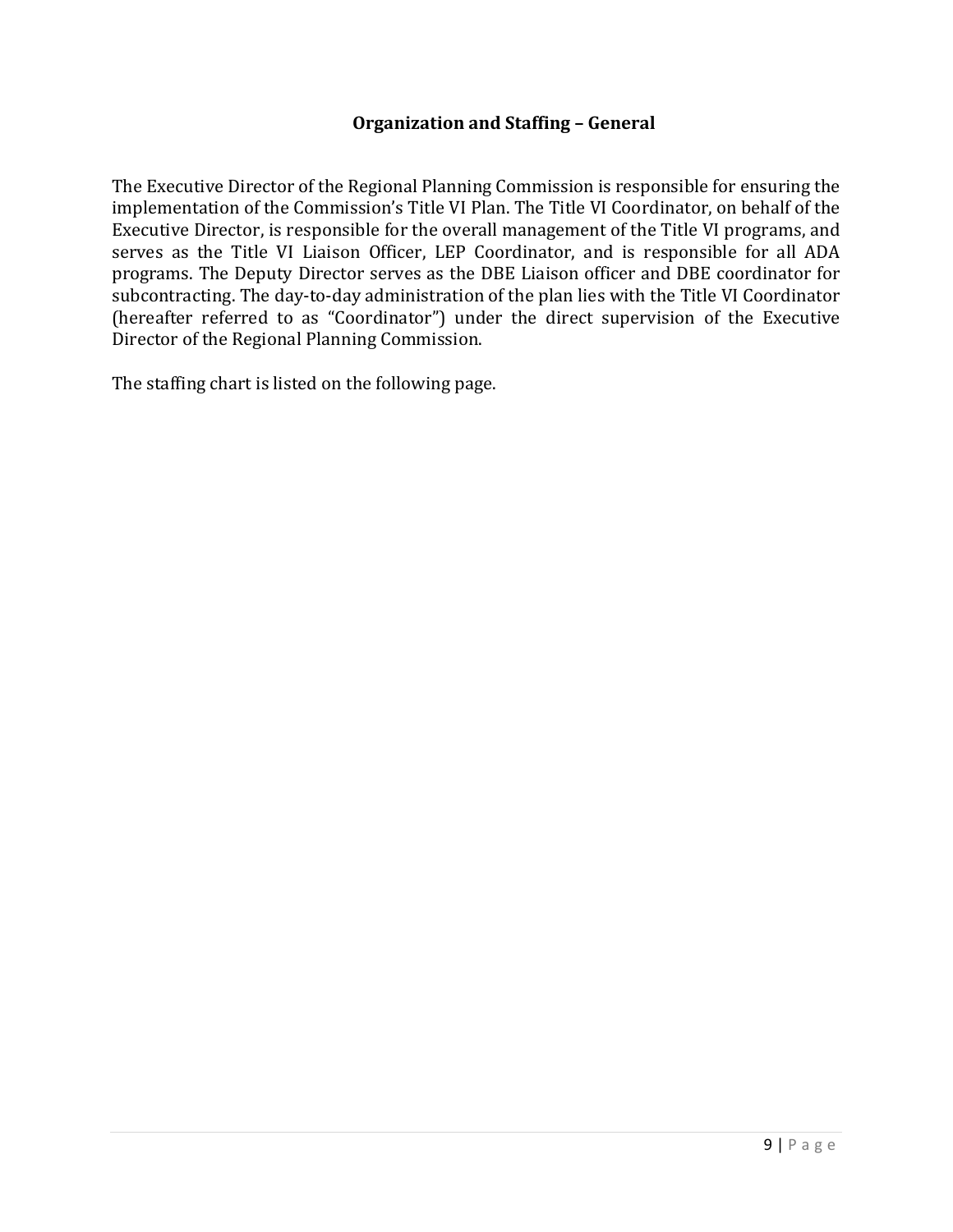## Organization and Staffing – General

The Executive Director of the Regional Planning Commission is responsible for ensuring the implementation of the Commission's Title VI Plan. The Title VI Coordinator, on behalf of the Executive Director, is responsible for the overall management of the Title VI programs, and serves as the Title VI Liaison Officer, LEP Coordinator, and is responsible for all ADA programs. The Deputy Director serves as the DBE Liaison officer and DBE coordinator for subcontracting. The day-to-day administration of the plan lies with the Title VI Coordinator (hereafter referred to as "Coordinator") under the direct supervision of the Executive Director of the Regional Planning Commission.

The staffing chart is listed on the following page.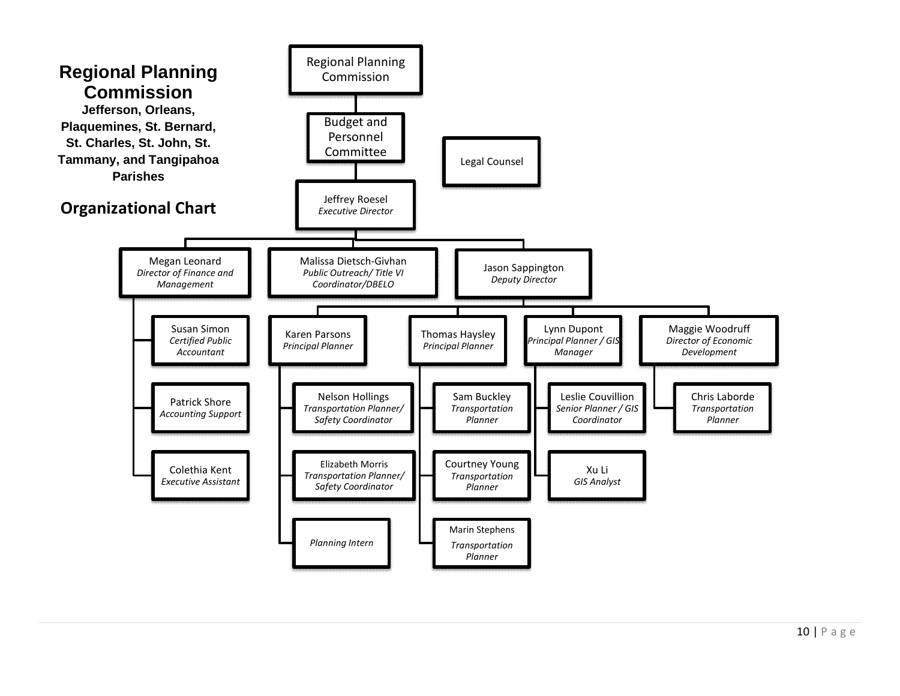# Regional Planning Commission

**Jefferson, Orleans, Plaquemines, St. Bernard, St. Charles, St. John, St. Tammany, and Tangipahoa Parishes**

## Organizational Chart

- Regional Planning Commission
  - Budget and Personnel Committee
    - Jeffrey Roesel, *Executive Director*
      - Megan Leonard, *Director of Finance and Management*
        - Susan Simon, *Certified Public Accountant*
        - Patrick Shore, *Accounting Support*
        - Colethia Kent, *Executive Assistant*
      - Malissa Dietsch-Givhan, *Public Outreach/ Title VI Coordinator/DBELO*
      - Jason Sappington, *Deputy Director*
        - Karen Parsons, *Principal Planner*
          - Nelson Hollings, *Transportation Planner/ Safety Coordinator*
          - Elizabeth Morris, *Transportation Planner/ Safety Coordinator*
          - *Planning Intern*
        - Thomas Haysley, *Principal Planner*
          - Sam Buckley, *Transportation Planner*
          - Courtney Young, *Transportation Planner*
          - Marin Stephens, *Transportation Planner*
        - Lynn Dupont, *Principal Planner / GIS Manager*
          - Leslie Couvillion, *Senior Planner / GIS Coordinator*
          - Xu Li, *GIS Analyst*
        - Maggie Woodruff, *Director of Economic Development*
          - Chris Laborde, *Transportation Planner*
- Legal Counsel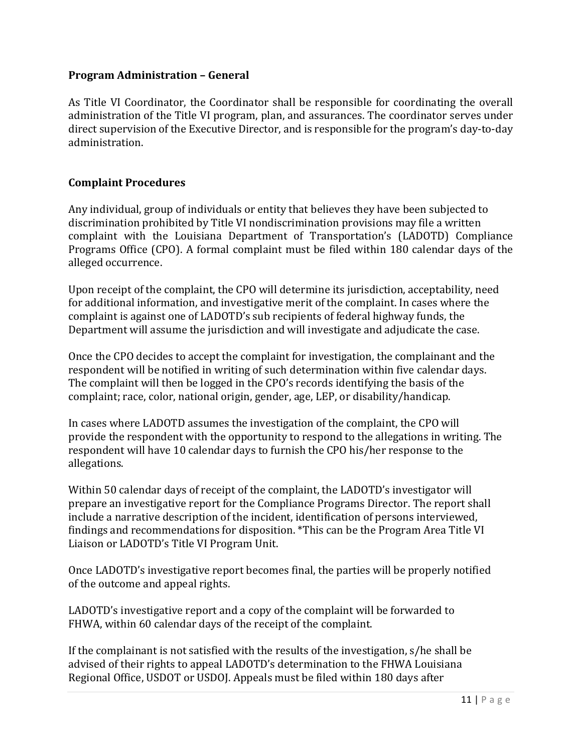**Program Administration – General**

As Title VI Coordinator, the Coordinator shall be responsible for coordinating the overall administration of the Title VI program, plan, and assurances. The coordinator serves under direct supervision of the Executive Director, and is responsible for the program's day-to-day administration.

**Complaint Procedures**

Any individual, group of individuals or entity that believes they have been subjected to discrimination prohibited by Title VI nondiscrimination provisions may file a written complaint with the Louisiana Department of Transportation's (LADOTD) Compliance Programs Office (CPO). A formal complaint must be filed within 180 calendar days of the alleged occurrence.

Upon receipt of the complaint, the CPO will determine its jurisdiction, acceptability, need for additional information, and investigative merit of the complaint. In cases where the complaint is against one of LADOTD's sub recipients of federal highway funds, the Department will assume the jurisdiction and will investigate and adjudicate the case.

Once the CPO decides to accept the complaint for investigation, the complainant and the respondent will be notified in writing of such determination within five calendar days. The complaint will then be logged in the CPO's records identifying the basis of the complaint; race, color, national origin, gender, age, LEP, or disability/handicap.

In cases where LADOTD assumes the investigation of the complaint, the CPO will provide the respondent with the opportunity to respond to the allegations in writing. The respondent will have 10 calendar days to furnish the CPO his/her response to the allegations.

Within 50 calendar days of receipt of the complaint, the LADOTD's investigator will prepare an investigative report for the Compliance Programs Director. The report shall include a narrative description of the incident, identification of persons interviewed, findings and recommendations for disposition. *This can be the Program Area Title VI Liaison or LADOTD's Title VI Program Unit.

Once LADOTD's investigative report becomes final, the parties will be properly notified of the outcome and appeal rights.

LADOTD's investigative report and a copy of the complaint will be forwarded to FHWA, within 60 calendar days of the receipt of the complaint.

If the complainant is not satisfied with the results of the investigation, s/he shall be advised of their rights to appeal LADOTD's determination to the FHWA Louisiana Regional Office, USDOT or USDOJ. Appeals must be filed within 180 days after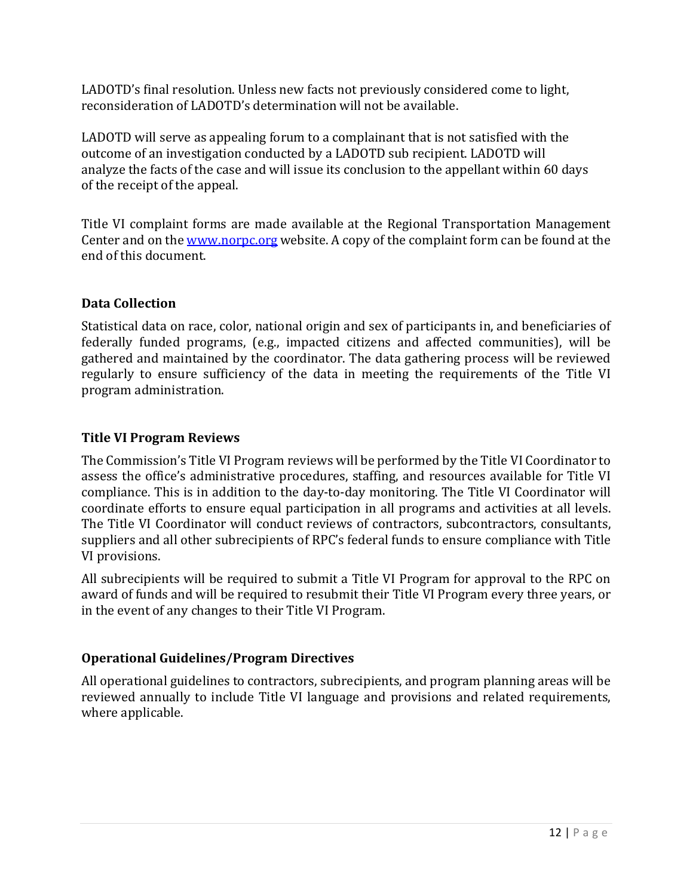LADOTD's final resolution. Unless new facts not previously considered come to light, reconsideration of LADOTD's determination will not be available.

LADOTD will serve as appealing forum to a complainant that is not satisfied with the outcome of an investigation conducted by a LADOTD sub recipient. LADOTD will analyze the facts of the case and will issue its conclusion to the appellant within 60 days of the receipt of the appeal.

Title VI complaint forms are made available at the Regional Transportation Management Center and on the [www.norpc.org](http://www.norpc.org) website. A copy of the complaint form can be found at the end of this document.

### Data Collection

Statistical data on race, color, national origin and sex of participants in, and beneficiaries of federally funded programs, (e.g., impacted citizens and affected communities), will be gathered and maintained by the coordinator. The data gathering process will be reviewed regularly to ensure sufficiency of the data in meeting the requirements of the Title VI program administration.

### Title VI Program Reviews

The Commission's Title VI Program reviews will be performed by the Title VI Coordinator to assess the office's administrative procedures, staffing, and resources available for Title VI compliance. This is in addition to the day-to-day monitoring. The Title VI Coordinator will coordinate efforts to ensure equal participation in all programs and activities at all levels. The Title VI Coordinator will conduct reviews of contractors, subcontractors, consultants, suppliers and all other subrecipients of RPC's federal funds to ensure compliance with Title VI provisions.

All subrecipients will be required to submit a Title VI Program for approval to the RPC on award of funds and will be required to resubmit their Title VI Program every three years, or in the event of any changes to their Title VI Program.

### Operational Guidelines/Program Directives

All operational guidelines to contractors, subrecipients, and program planning areas will be reviewed annually to include Title VI language and provisions and related requirements, where applicable.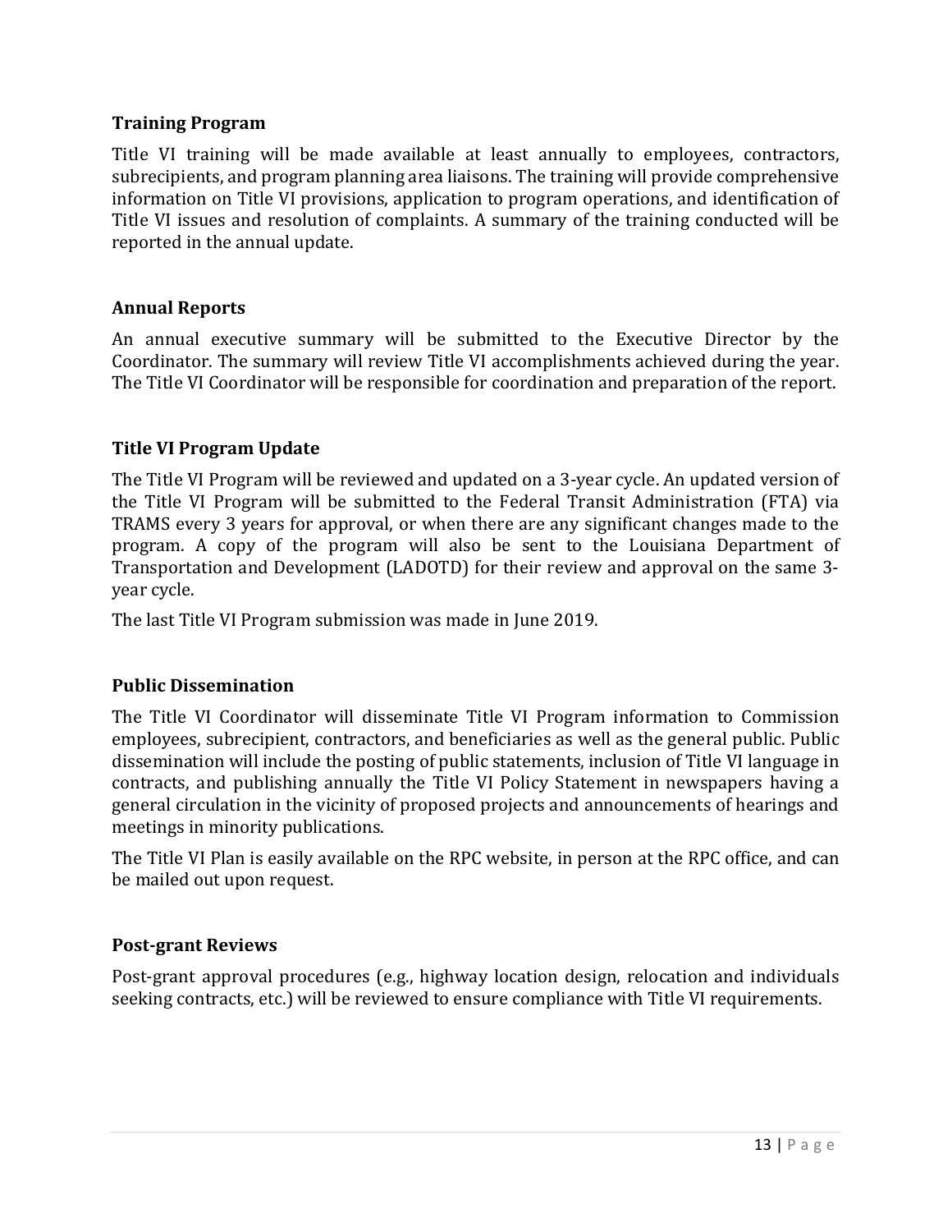### Training Program

Title VI training will be made available at least annually to employees, contractors, subrecipients, and program planning area liaisons. The training will provide comprehensive information on Title VI provisions, application to program operations, and identification of Title VI issues and resolution of complaints. A summary of the training conducted will be reported in the annual update.

### Annual Reports

An annual executive summary will be submitted to the Executive Director by the Coordinator. The summary will review Title VI accomplishments achieved during the year. The Title VI Coordinator will be responsible for coordination and preparation of the report.

### Title VI Program Update

The Title VI Program will be reviewed and updated on a 3-year cycle. An updated version of the Title VI Program will be submitted to the Federal Transit Administration (FTA) via TRAMS every 3 years for approval, or when there are any significant changes made to the program. A copy of the program will also be sent to the Louisiana Department of Transportation and Development (LADOTD) for their review and approval on the same 3-year cycle.

The last Title VI Program submission was made in June 2019.

### Public Dissemination

The Title VI Coordinator will disseminate Title VI Program information to Commission employees, subrecipient, contractors, and beneficiaries as well as the general public. Public dissemination will include the posting of public statements, inclusion of Title VI language in contracts, and publishing annually the Title VI Policy Statement in newspapers having a general circulation in the vicinity of proposed projects and announcements of hearings and meetings in minority publications.

The Title VI Plan is easily available on the RPC website, in person at the RPC office, and can be mailed out upon request.

### Post-grant Reviews

Post-grant approval procedures (e.g., highway location design, relocation and individuals seeking contracts, etc.) will be reviewed to ensure compliance with Title VI requirements.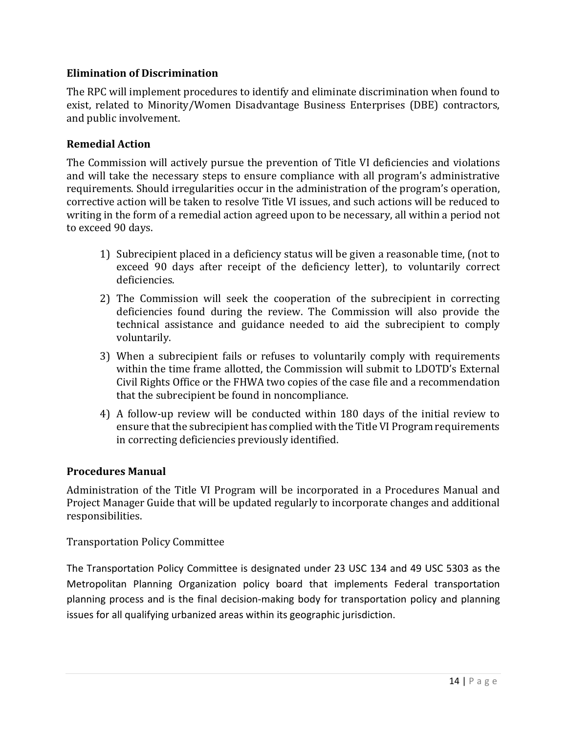### Elimination of Discrimination

The RPC will implement procedures to identify and eliminate discrimination when found to exist, related to Minority/Women Disadvantage Business Enterprises (DBE) contractors, and public involvement.

### Remedial Action

The Commission will actively pursue the prevention of Title VI deficiencies and violations and will take the necessary steps to ensure compliance with all program's administrative requirements. Should irregularities occur in the administration of the program's operation, corrective action will be taken to resolve Title VI issues, and such actions will be reduced to writing in the form of a remedial action agreed upon to be necessary, all within a period not to exceed 90 days.

1) Subrecipient placed in a deficiency status will be given a reasonable time, (not to exceed 90 days after receipt of the deficiency letter), to voluntarily correct deficiencies.
2) The Commission will seek the cooperation of the subrecipient in correcting deficiencies found during the review. The Commission will also provide the technical assistance and guidance needed to aid the subrecipient to comply voluntarily.
3) When a subrecipient fails or refuses to voluntarily comply with requirements within the time frame allotted, the Commission will submit to LDOTD's External Civil Rights Office or the FHWA two copies of the case file and a recommendation that the subrecipient be found in noncompliance.
4) A follow-up review will be conducted within 180 days of the initial review to ensure that the subrecipient has complied with the Title VI Program requirements in correcting deficiencies previously identified.

### Procedures Manual

Administration of the Title VI Program will be incorporated in a Procedures Manual and Project Manager Guide that will be updated regularly to incorporate changes and additional responsibilities.

Transportation Policy Committee

The Transportation Policy Committee is designated under 23 USC 134 and 49 USC 5303 as the Metropolitan Planning Organization policy board that implements Federal transportation planning process and is the final decision-making body for transportation policy and planning issues for all qualifying urbanized areas within its geographic jurisdiction.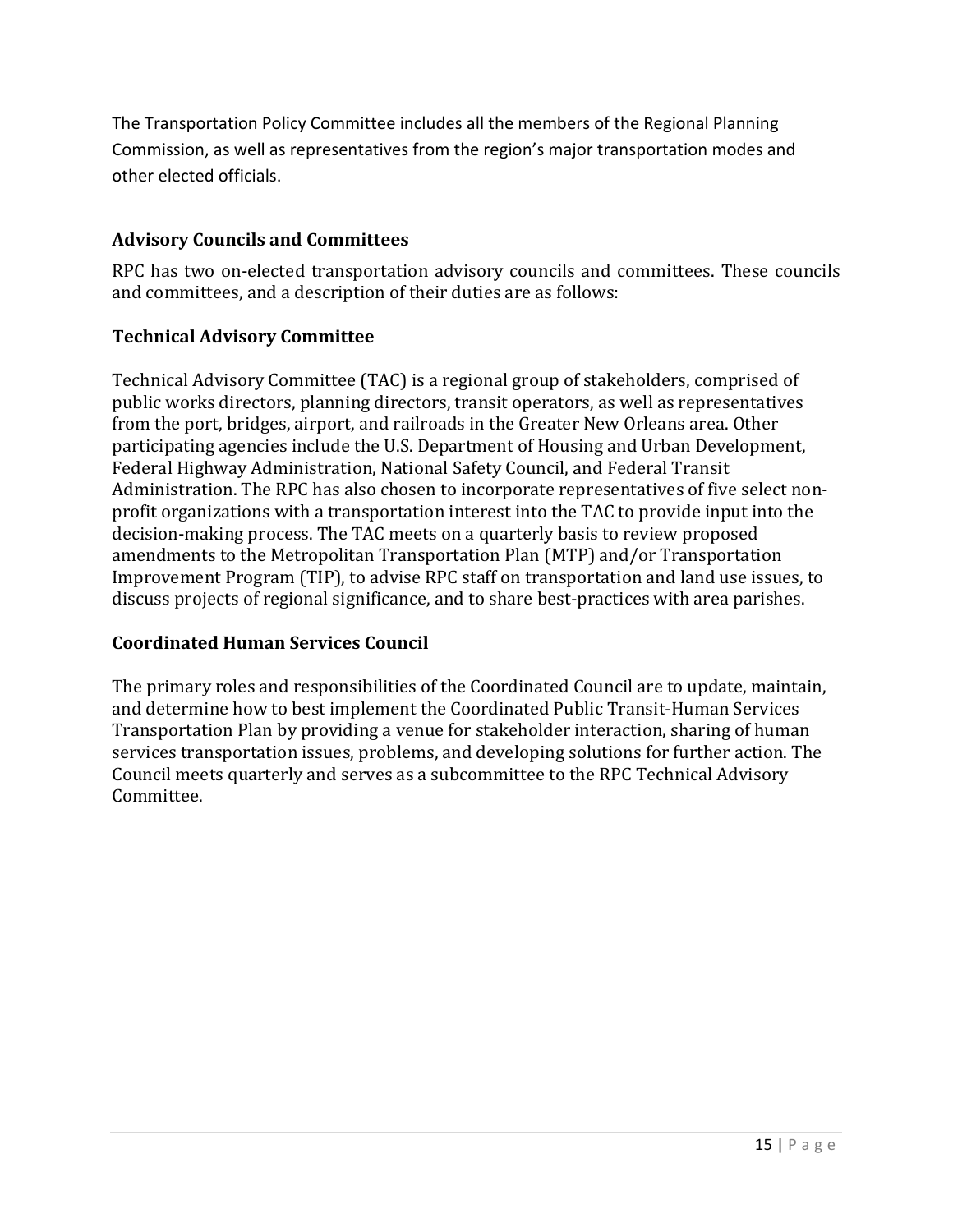The Transportation Policy Committee includes all the members of the Regional Planning Commission, as well as representatives from the region's major transportation modes and other elected officials.

### Advisory Councils and Committees

RPC has two on-elected transportation advisory councils and committees. These councils and committees, and a description of their duties are as follows:

### Technical Advisory Committee

Technical Advisory Committee (TAC) is a regional group of stakeholders, comprised of public works directors, planning directors, transit operators, as well as representatives from the port, bridges, airport, and railroads in the Greater New Orleans area. Other participating agencies include the U.S. Department of Housing and Urban Development, Federal Highway Administration, National Safety Council, and Federal Transit Administration. The RPC has also chosen to incorporate representatives of five select non-profit organizations with a transportation interest into the TAC to provide input into the decision-making process. The TAC meets on a quarterly basis to review proposed amendments to the Metropolitan Transportation Plan (MTP) and/or Transportation Improvement Program (TIP), to advise RPC staff on transportation and land use issues, to discuss projects of regional significance, and to share best-practices with area parishes.

### Coordinated Human Services Council

The primary roles and responsibilities of the Coordinated Council are to update, maintain, and determine how to best implement the Coordinated Public Transit-Human Services Transportation Plan by providing a venue for stakeholder interaction, sharing of human services transportation issues, problems, and developing solutions for further action. The Council meets quarterly and serves as a subcommittee to the RPC Technical Advisory Committee.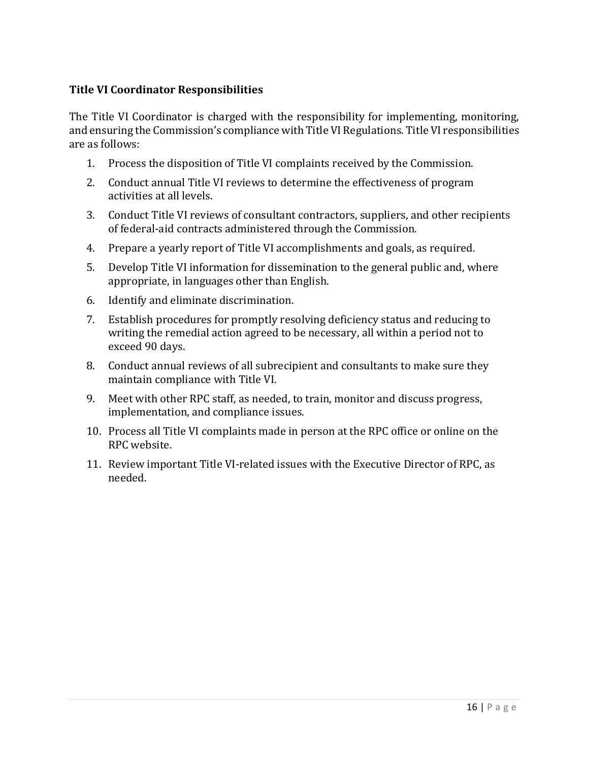### Title VI Coordinator Responsibilities

The Title VI Coordinator is charged with the responsibility for implementing, monitoring, and ensuring the Commission's compliance with Title VI Regulations. Title VI responsibilities are as follows:

1. Process the disposition of Title VI complaints received by the Commission.
2. Conduct annual Title VI reviews to determine the effectiveness of program activities at all levels.
3. Conduct Title VI reviews of consultant contractors, suppliers, and other recipients of federal-aid contracts administered through the Commission.
4. Prepare a yearly report of Title VI accomplishments and goals, as required.
5. Develop Title VI information for dissemination to the general public and, where appropriate, in languages other than English.
6. Identify and eliminate discrimination.
7. Establish procedures for promptly resolving deficiency status and reducing to writing the remedial action agreed to be necessary, all within a period not to exceed 90 days.
8. Conduct annual reviews of all subrecipient and consultants to make sure they maintain compliance with Title VI.
9. Meet with other RPC staff, as needed, to train, monitor and discuss progress, implementation, and compliance issues.
10. Process all Title VI complaints made in person at the RPC office or online on the RPC website.
11. Review important Title VI-related issues with the Executive Director of RPC, as needed.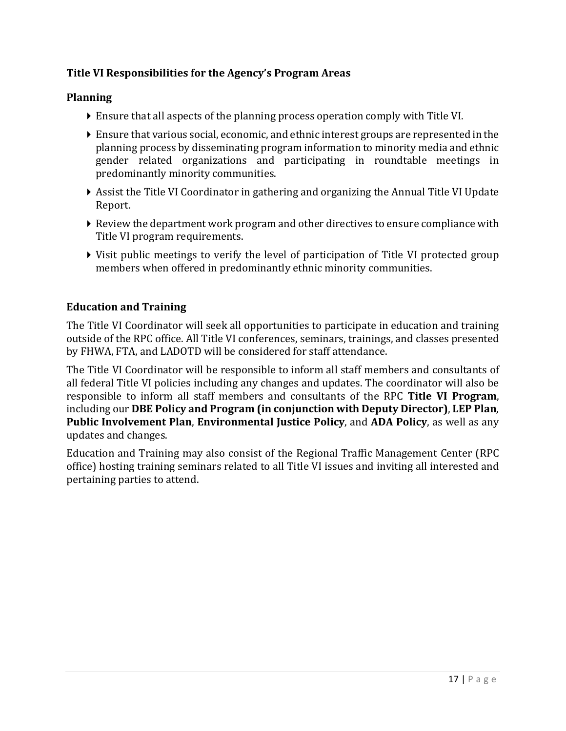### Title VI Responsibilities for the Agency's Program Areas

### Planning

- Ensure that all aspects of the planning process operation comply with Title VI.
- Ensure that various social, economic, and ethnic interest groups are represented in the planning process by disseminating program information to minority media and ethnic gender related organizations and participating in roundtable meetings in predominantly minority communities.
- Assist the Title VI Coordinator in gathering and organizing the Annual Title VI Update Report.
- Review the department work program and other directives to ensure compliance with Title VI program requirements.
- Visit public meetings to verify the level of participation of Title VI protected group members when offered in predominantly ethnic minority communities.

### Education and Training

The Title VI Coordinator will seek all opportunities to participate in education and training outside of the RPC office. All Title VI conferences, seminars, trainings, and classes presented by FHWA, FTA, and LADOTD will be considered for staff attendance.

The Title VI Coordinator will be responsible to inform all staff members and consultants of all federal Title VI policies including any changes and updates. The coordinator will also be responsible to inform all staff members and consultants of the RPC **Title VI Program**, including our **DBE Policy and Program (in conjunction with Deputy Director)**, **LEP Plan**, **Public Involvement Plan**, **Environmental Justice Policy**, and **ADA Policy**, as well as any updates and changes.

Education and Training may also consist of the Regional Traffic Management Center (RPC office) hosting training seminars related to all Title VI issues and inviting all interested and pertaining parties to attend.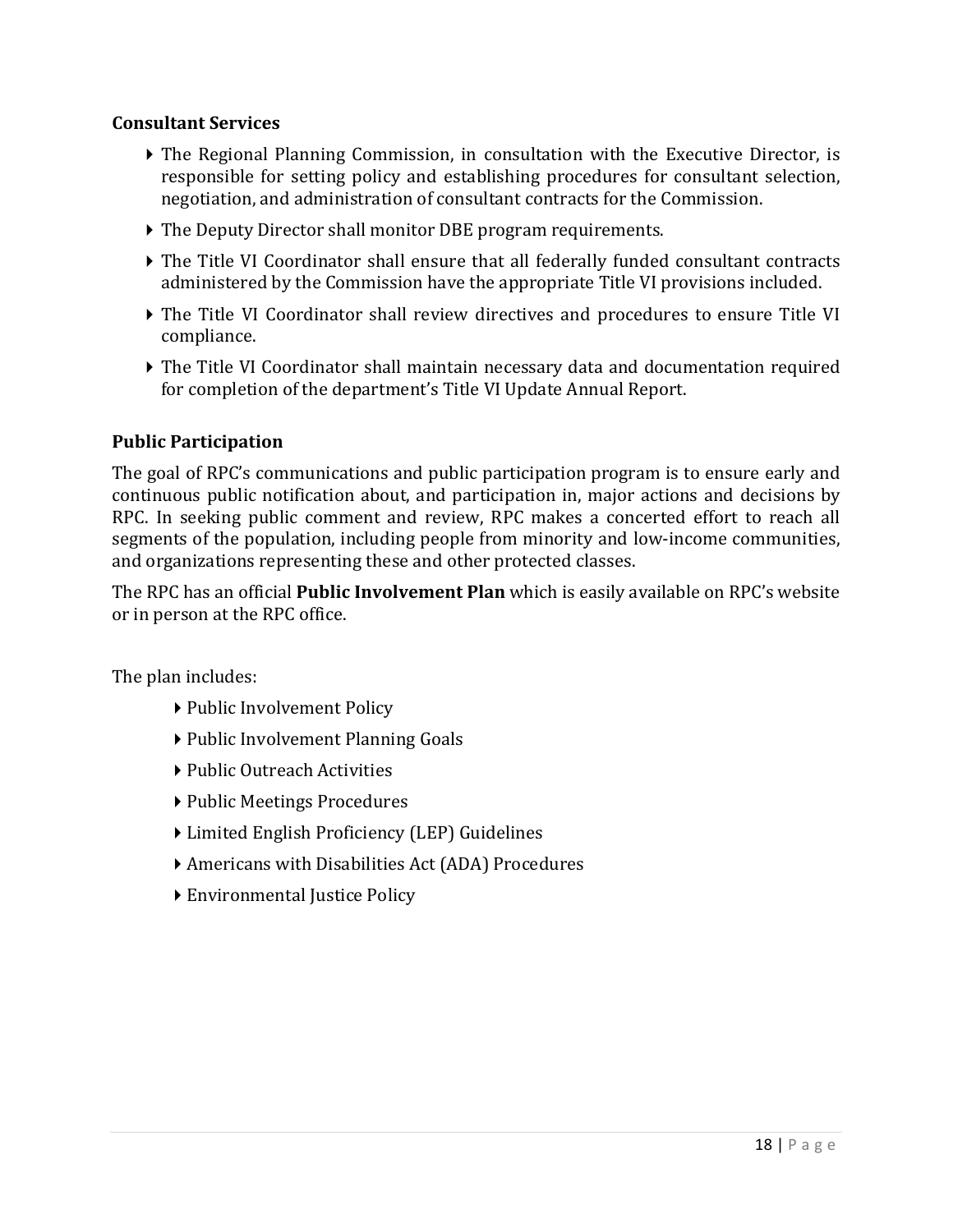### Consultant Services

- The Regional Planning Commission, in consultation with the Executive Director, is responsible for setting policy and establishing procedures for consultant selection, negotiation, and administration of consultant contracts for the Commission.
- The Deputy Director shall monitor DBE program requirements.
- The Title VI Coordinator shall ensure that all federally funded consultant contracts administered by the Commission have the appropriate Title VI provisions included.
- The Title VI Coordinator shall review directives and procedures to ensure Title VI compliance.
- The Title VI Coordinator shall maintain necessary data and documentation required for completion of the department's Title VI Update Annual Report.

### Public Participation

The goal of RPC's communications and public participation program is to ensure early and continuous public notification about, and participation in, major actions and decisions by RPC. In seeking public comment and review, RPC makes a concerted effort to reach all segments of the population, including people from minority and low-income communities, and organizations representing these and other protected classes.

The RPC has an official **Public Involvement Plan** which is easily available on RPC's website or in person at the RPC office.

The plan includes:

- Public Involvement Policy
- Public Involvement Planning Goals
- Public Outreach Activities
- Public Meetings Procedures
- Limited English Proficiency (LEP) Guidelines
- Americans with Disabilities Act (ADA) Procedures
- Environmental Justice Policy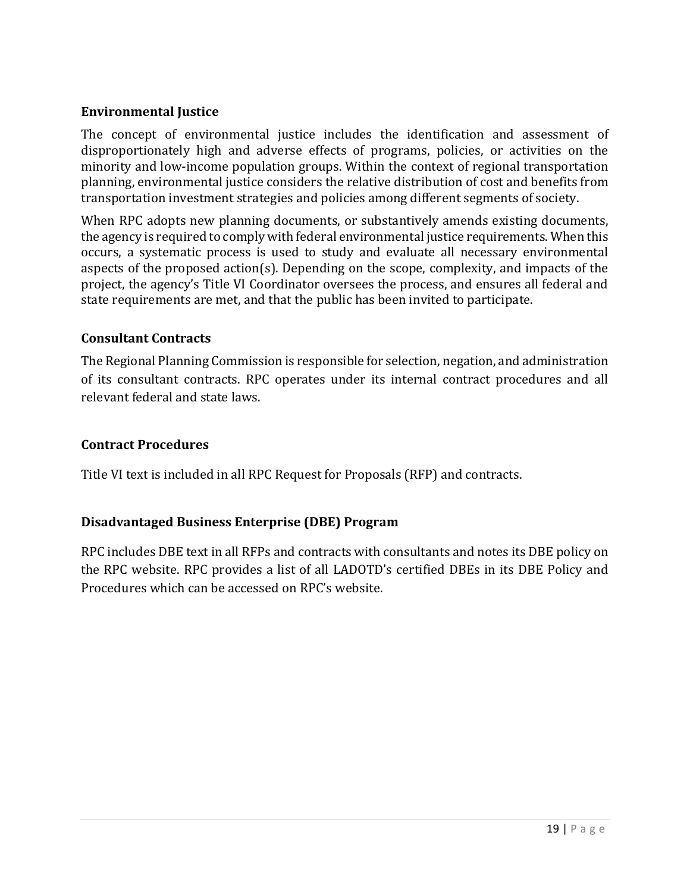### Environmental Justice

The concept of environmental justice includes the identification and assessment of disproportionately high and adverse effects of programs, policies, or activities on the minority and low-income population groups. Within the context of regional transportation planning, environmental justice considers the relative distribution of cost and benefits from transportation investment strategies and policies among different segments of society.

When RPC adopts new planning documents, or substantively amends existing documents, the agency is required to comply with federal environmental justice requirements. When this occurs, a systematic process is used to study and evaluate all necessary environmental aspects of the proposed action(s). Depending on the scope, complexity, and impacts of the project, the agency's Title VI Coordinator oversees the process, and ensures all federal and state requirements are met, and that the public has been invited to participate.

### Consultant Contracts

The Regional Planning Commission is responsible for selection, negation, and administration of its consultant contracts. RPC operates under its internal contract procedures and all relevant federal and state laws.

### Contract Procedures

Title VI text is included in all RPC Request for Proposals (RFP) and contracts.

### Disadvantaged Business Enterprise (DBE) Program

RPC includes DBE text in all RFPs and contracts with consultants and notes its DBE policy on the RPC website. RPC provides a list of all LADOTD's certified DBEs in its DBE Policy and Procedures which can be accessed on RPC's website.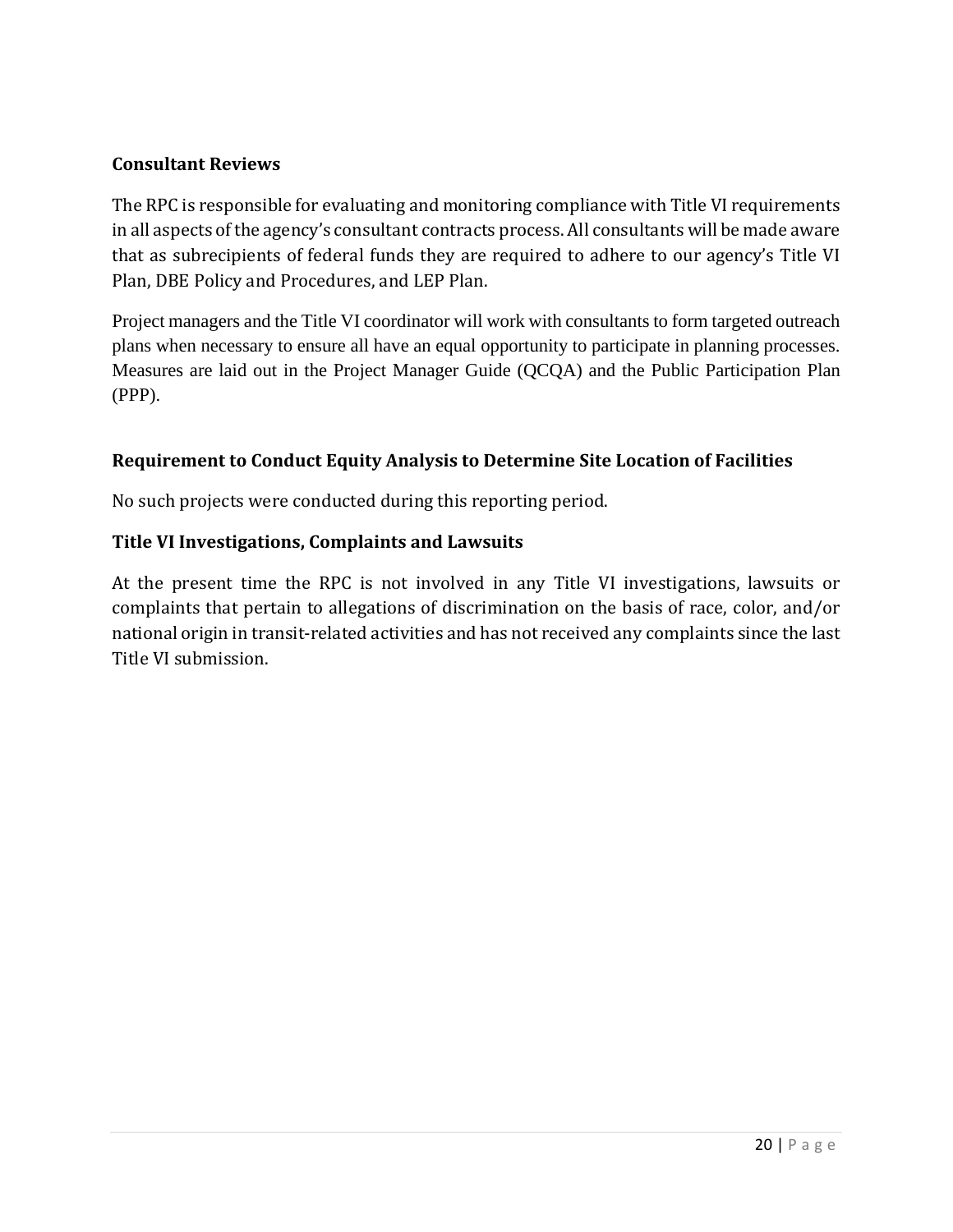### Consultant Reviews

The RPC is responsible for evaluating and monitoring compliance with Title VI requirements in all aspects of the agency's consultant contracts process. All consultants will be made aware that as subrecipients of federal funds they are required to adhere to our agency's Title VI Plan, DBE Policy and Procedures, and LEP Plan.

Project managers and the Title VI coordinator will work with consultants to form targeted outreach plans when necessary to ensure all have an equal opportunity to participate in planning processes. Measures are laid out in the Project Manager Guide (QCQA) and the Public Participation Plan (PPP).

### Requirement to Conduct Equity Analysis to Determine Site Location of Facilities

No such projects were conducted during this reporting period.

### Title VI Investigations, Complaints and Lawsuits

At the present time the RPC is not involved in any Title VI investigations, lawsuits or complaints that pertain to allegations of discrimination on the basis of race, color, and/or national origin in transit-related activities and has not received any complaints since the last Title VI submission.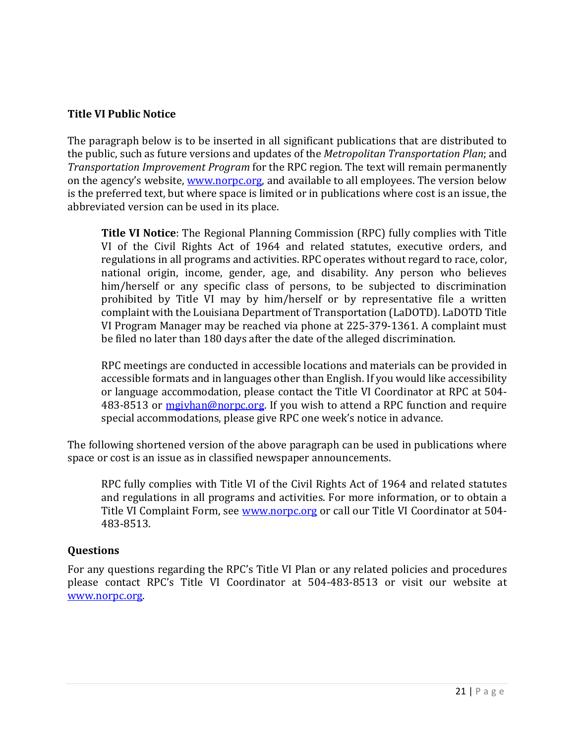### Title VI Public Notice

The paragraph below is to be inserted in all significant publications that are distributed to the public, such as future versions and updates of the *Metropolitan Transportation Plan*; and *Transportation Improvement Program* for the RPC region. The text will remain permanently on the agency's website, www.norpc.org, and available to all employees. The version below is the preferred text, but where space is limited or in publications where cost is an issue, the abbreviated version can be used in its place.

> **Title VI Notice**: The Regional Planning Commission (RPC) fully complies with Title VI of the Civil Rights Act of 1964 and related statutes, executive orders, and regulations in all programs and activities. RPC operates without regard to race, color, national origin, income, gender, age, and disability. Any person who believes him/herself or any specific class of persons, to be subjected to discrimination prohibited by Title VI may by him/herself or by representative file a written complaint with the Louisiana Department of Transportation (LaDOTD). LaDOTD Title VI Program Manager may be reached via phone at 225-379-1361. A complaint must be filed no later than 180 days after the date of the alleged discrimination.
>
> RPC meetings are conducted in accessible locations and materials can be provided in accessible formats and in languages other than English. If you would like accessibility or language accommodation, please contact the Title VI Coordinator at RPC at 504-483-8513 or mgivhan@norpc.org. If you wish to attend a RPC function and require special accommodations, please give RPC one week's notice in advance.

The following shortened version of the above paragraph can be used in publications where space or cost is an issue as in classified newspaper announcements.

> RPC fully complies with Title VI of the Civil Rights Act of 1964 and related statutes and regulations in all programs and activities. For more information, or to obtain a Title VI Complaint Form, see www.norpc.org or call our Title VI Coordinator at 504-483-8513.

### Questions

For any questions regarding the RPC's Title VI Plan or any related policies and procedures please contact RPC's Title VI Coordinator at 504-483-8513 or visit our website at www.norpc.org.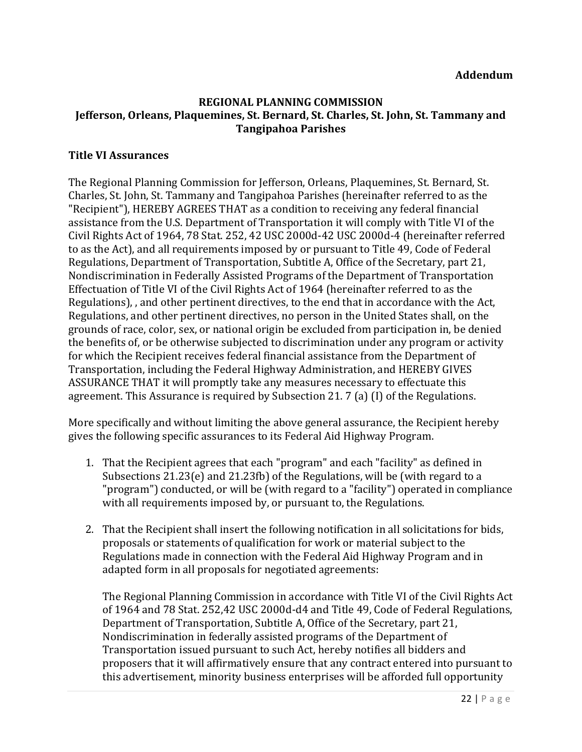**Addendum**

# REGIONAL PLANNING COMMISSION
## Jefferson, Orleans, Plaquemines, St. Bernard, St. Charles, St. John, St. Tammany and Tangipahoa Parishes

### Title VI Assurances

The Regional Planning Commission for Jefferson, Orleans, Plaquemines, St. Bernard, St. Charles, St. John, St. Tammany and Tangipahoa Parishes (hereinafter referred to as the "Recipient"), HEREBY AGREES THAT as a condition to receiving any federal financial assistance from the U.S. Department of Transportation it will comply with Title VI of the Civil Rights Act of 1964, 78 Stat. 252, 42 USC 2000d-42 USC 2000d-4 (hereinafter referred to as the Act), and all requirements imposed by or pursuant to Title 49, Code of Federal Regulations, Department of Transportation, Subtitle A, Office of the Secretary, part 21, Nondiscrimination in Federally Assisted Programs of the Department of Transportation Effectuation of Title VI of the Civil Rights Act of 1964 (hereinafter referred to as the Regulations), , and other pertinent directives, to the end that in accordance with the Act, Regulations, and other pertinent directives, no person in the United States shall, on the grounds of race, color, sex, or national origin be excluded from participation in, be denied the benefits of, or be otherwise subjected to discrimination under any program or activity for which the Recipient receives federal financial assistance from the Department of Transportation, including the Federal Highway Administration, and HEREBY GIVES ASSURANCE THAT it will promptly take any measures necessary to effectuate this agreement. This Assurance is required by Subsection 21. 7 (a) (I) of the Regulations.

More specifically and without limiting the above general assurance, the Recipient hereby gives the following specific assurances to its Federal Aid Highway Program.

1. That the Recipient agrees that each "program" and each "facility" as defined in Subsections 21.23(e) and 21.23fb) of the Regulations, will be (with regard to a "program") conducted, or will be (with regard to a "facility") operated in compliance with all requirements imposed by, or pursuant to, the Regulations.

2. That the Recipient shall insert the following notification in all solicitations for bids, proposals or statements of qualification for work or material subject to the Regulations made in connection with the Federal Aid Highway Program and in adapted form in all proposals for negotiated agreements:

   The Regional Planning Commission in accordance with Title VI of the Civil Rights Act of 1964 and 78 Stat. 252,42 USC 2000d-d4 and Title 49, Code of Federal Regulations, Department of Transportation, Subtitle A, Office of the Secretary, part 21, Nondiscrimination in federally assisted programs of the Department of Transportation issued pursuant to such Act, hereby notifies all bidders and proposers that it will affirmatively ensure that any contract entered into pursuant to this advertisement, minority business enterprises will be afforded full opportunity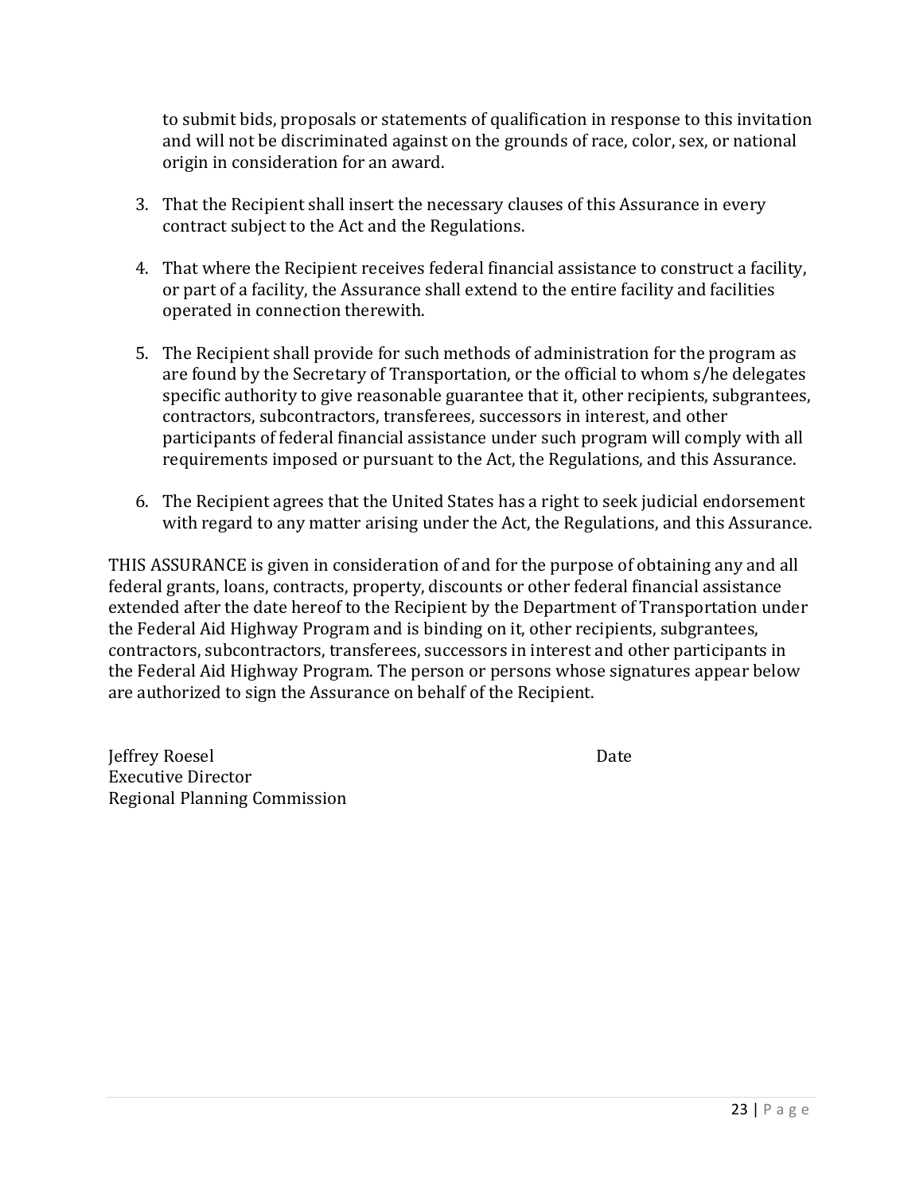to submit bids, proposals or statements of qualification in response to this invitation and will not be discriminated against on the grounds of race, color, sex, or national origin in consideration for an award.

3. That the Recipient shall insert the necessary clauses of this Assurance in every contract subject to the Act and the Regulations.

4. That where the Recipient receives federal financial assistance to construct a facility, or part of a facility, the Assurance shall extend to the entire facility and facilities operated in connection therewith.

5. The Recipient shall provide for such methods of administration for the program as are found by the Secretary of Transportation, or the official to whom s/he delegates specific authority to give reasonable guarantee that it, other recipients, subgrantees, contractors, subcontractors, transferees, successors in interest, and other participants of federal financial assistance under such program will comply with all requirements imposed or pursuant to the Act, the Regulations, and this Assurance.

6. The Recipient agrees that the United States has a right to seek judicial endorsement with regard to any matter arising under the Act, the Regulations, and this Assurance.

THIS ASSURANCE is given in consideration of and for the purpose of obtaining any and all federal grants, loans, contracts, property, discounts or other federal financial assistance extended after the date hereof to the Recipient by the Department of Transportation under the Federal Aid Highway Program and is binding on it, other recipients, subgrantees, contractors, subcontractors, transferees, successors in interest and other participants in the Federal Aid Highway Program. The person or persons whose signatures appear below are authorized to sign the Assurance on behalf of the Recipient.

Jeffrey Roesel
Executive Director
Regional Planning Commission

Date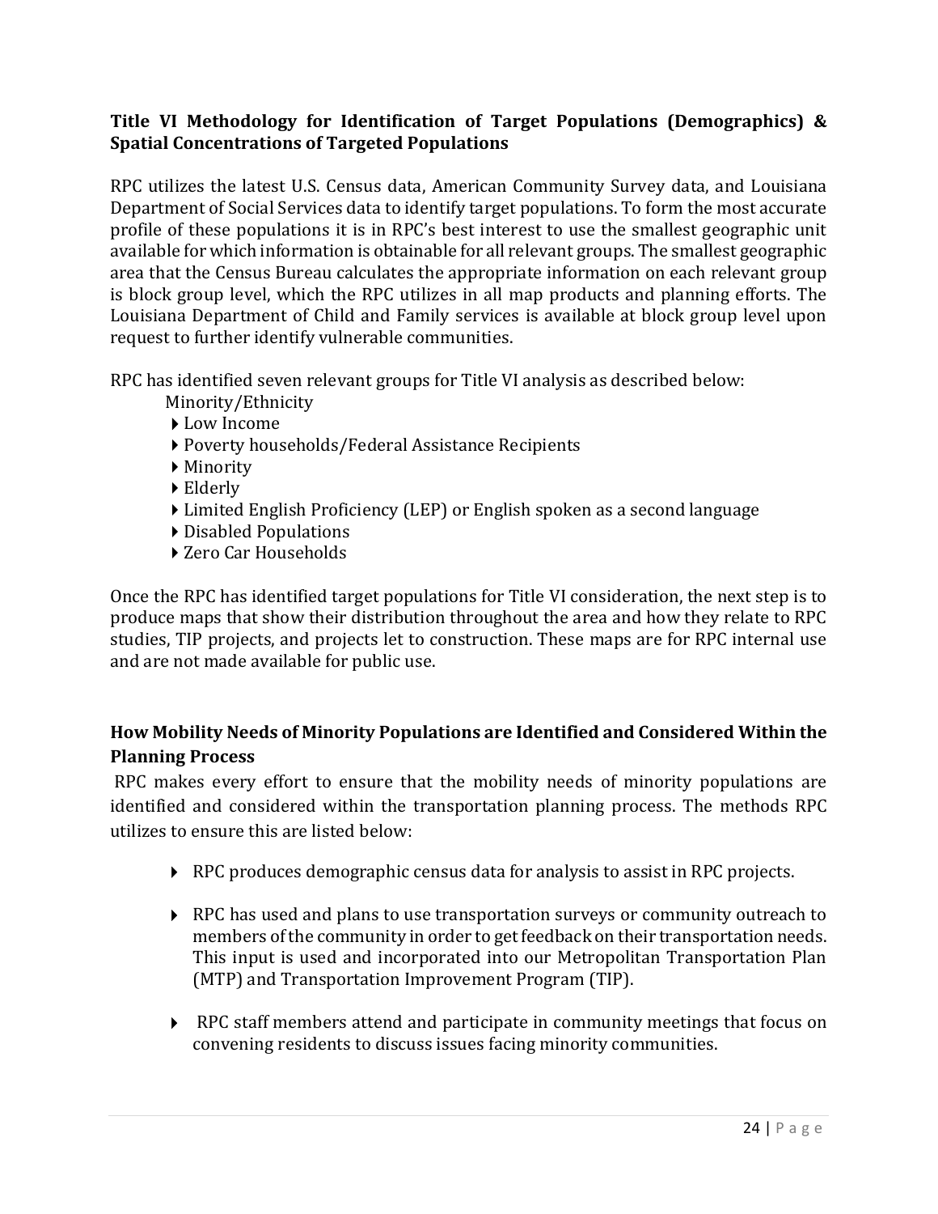### Title VI Methodology for Identification of Target Populations (Demographics) & Spatial Concentrations of Targeted Populations

RPC utilizes the latest U.S. Census data, American Community Survey data, and Louisiana Department of Social Services data to identify target populations. To form the most accurate profile of these populations it is in RPC's best interest to use the smallest geographic unit available for which information is obtainable for all relevant groups. The smallest geographic area that the Census Bureau calculates the appropriate information on each relevant group is block group level, which the RPC utilizes in all map products and planning efforts. The Louisiana Department of Child and Family services is available at block group level upon request to further identify vulnerable communities.

RPC has identified seven relevant groups for Title VI analysis as described below:

Minority/Ethnicity

- Low Income
- Poverty households/Federal Assistance Recipients
- Minority
- Elderly
- Limited English Proficiency (LEP) or English spoken as a second language
- Disabled Populations
- Zero Car Households

Once the RPC has identified target populations for Title VI consideration, the next step is to produce maps that show their distribution throughout the area and how they relate to RPC studies, TIP projects, and projects let to construction. These maps are for RPC internal use and are not made available for public use.

### How Mobility Needs of Minority Populations are Identified and Considered Within the Planning Process

RPC makes every effort to ensure that the mobility needs of minority populations are identified and considered within the transportation planning process. The methods RPC utilizes to ensure this are listed below:

- RPC produces demographic census data for analysis to assist in RPC projects.

- RPC has used and plans to use transportation surveys or community outreach to members of the community in order to get feedback on their transportation needs. This input is used and incorporated into our Metropolitan Transportation Plan (MTP) and Transportation Improvement Program (TIP).

- RPC staff members attend and participate in community meetings that focus on convening residents to discuss issues facing minority communities.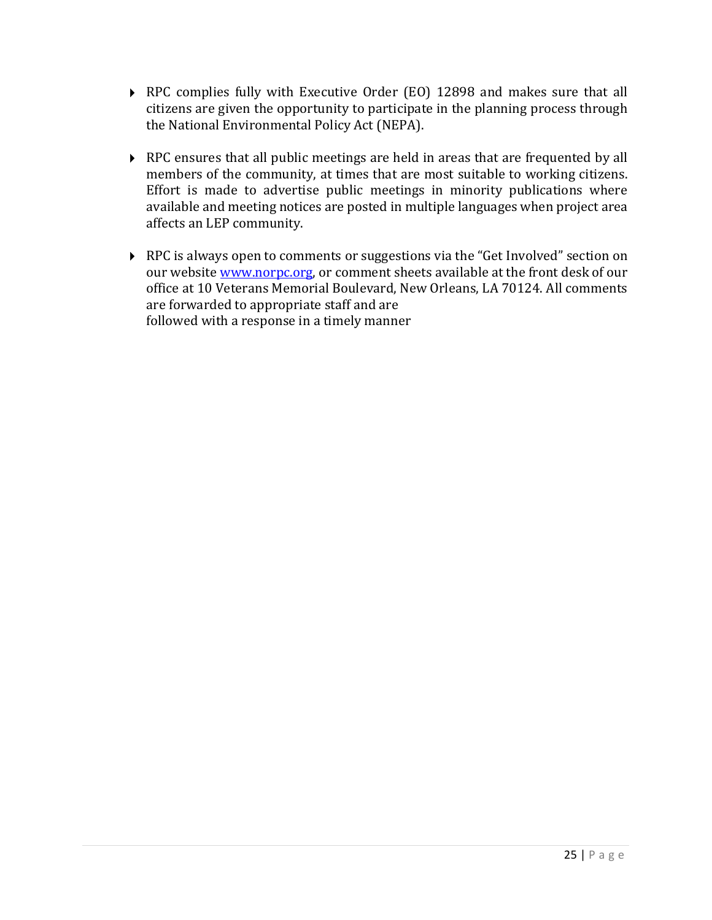- RPC complies fully with Executive Order (EO) 12898 and makes sure that all citizens are given the opportunity to participate in the planning process through the National Environmental Policy Act (NEPA).

- RPC ensures that all public meetings are held in areas that are frequented by all members of the community, at times that are most suitable to working citizens. Effort is made to advertise public meetings in minority publications where available and meeting notices are posted in multiple languages when project area affects an LEP community.

- RPC is always open to comments or suggestions via the "Get Involved" section on our website [www.norpc.org](http://www.norpc.org), or comment sheets available at the front desk of our office at 10 Veterans Memorial Boulevard, New Orleans, LA 70124. All comments are forwarded to appropriate staff and are followed with a response in a timely manner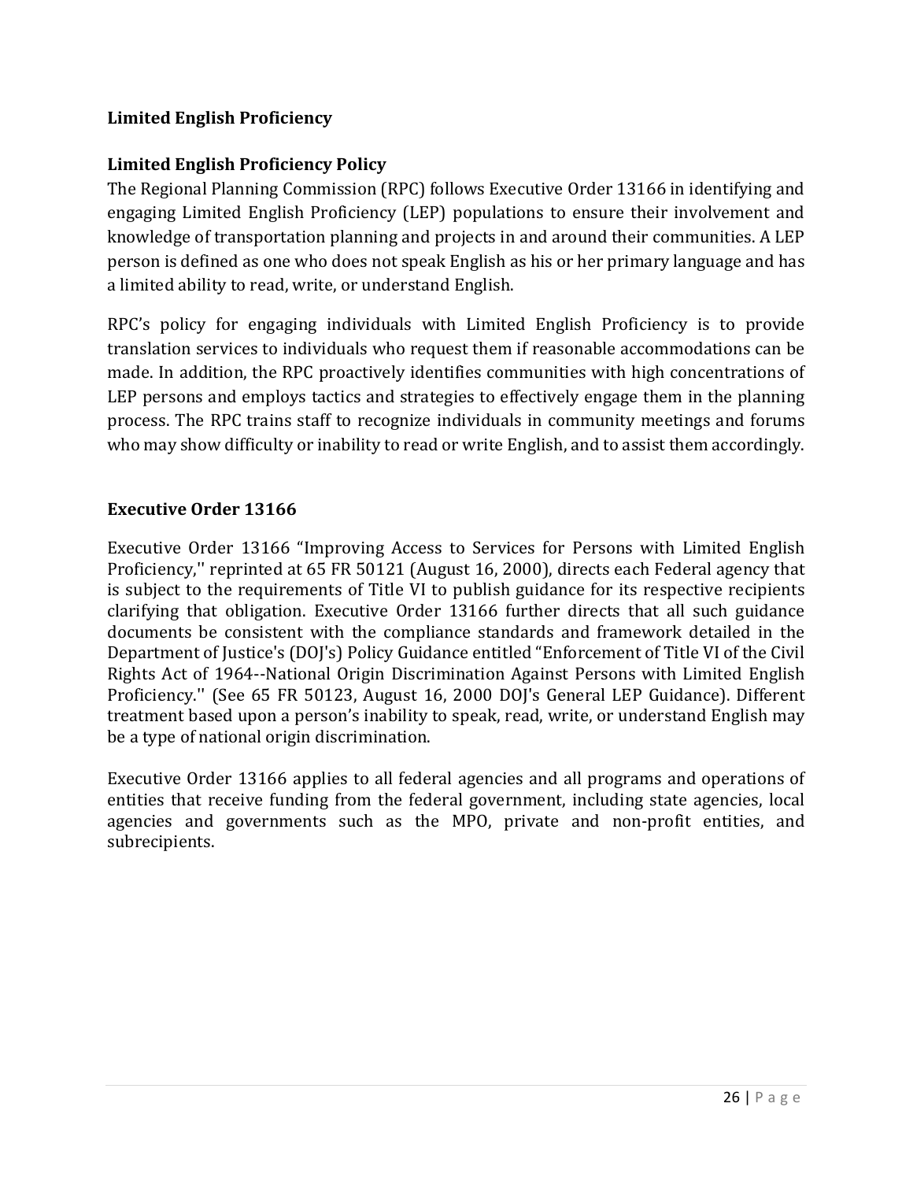## Limited English Proficiency

### Limited English Proficiency Policy

The Regional Planning Commission (RPC) follows Executive Order 13166 in identifying and engaging Limited English Proficiency (LEP) populations to ensure their involvement and knowledge of transportation planning and projects in and around their communities. A LEP person is defined as one who does not speak English as his or her primary language and has a limited ability to read, write, or understand English.

RPC's policy for engaging individuals with Limited English Proficiency is to provide translation services to individuals who request them if reasonable accommodations can be made. In addition, the RPC proactively identifies communities with high concentrations of LEP persons and employs tactics and strategies to effectively engage them in the planning process. The RPC trains staff to recognize individuals in community meetings and forums who may show difficulty or inability to read or write English, and to assist them accordingly.

### Executive Order 13166

Executive Order 13166 "Improving Access to Services for Persons with Limited English Proficiency,'' reprinted at 65 FR 50121 (August 16, 2000), directs each Federal agency that is subject to the requirements of Title VI to publish guidance for its respective recipients clarifying that obligation. Executive Order 13166 further directs that all such guidance documents be consistent with the compliance standards and framework detailed in the Department of Justice's (DOJ's) Policy Guidance entitled "Enforcement of Title VI of the Civil Rights Act of 1964--National Origin Discrimination Against Persons with Limited English Proficiency.'' (See 65 FR 50123, August 16, 2000 DOJ's General LEP Guidance). Different treatment based upon a person's inability to speak, read, write, or understand English may be a type of national origin discrimination.

Executive Order 13166 applies to all federal agencies and all programs and operations of entities that receive funding from the federal government, including state agencies, local agencies and governments such as the MPO, private and non-profit entities, and subrecipients.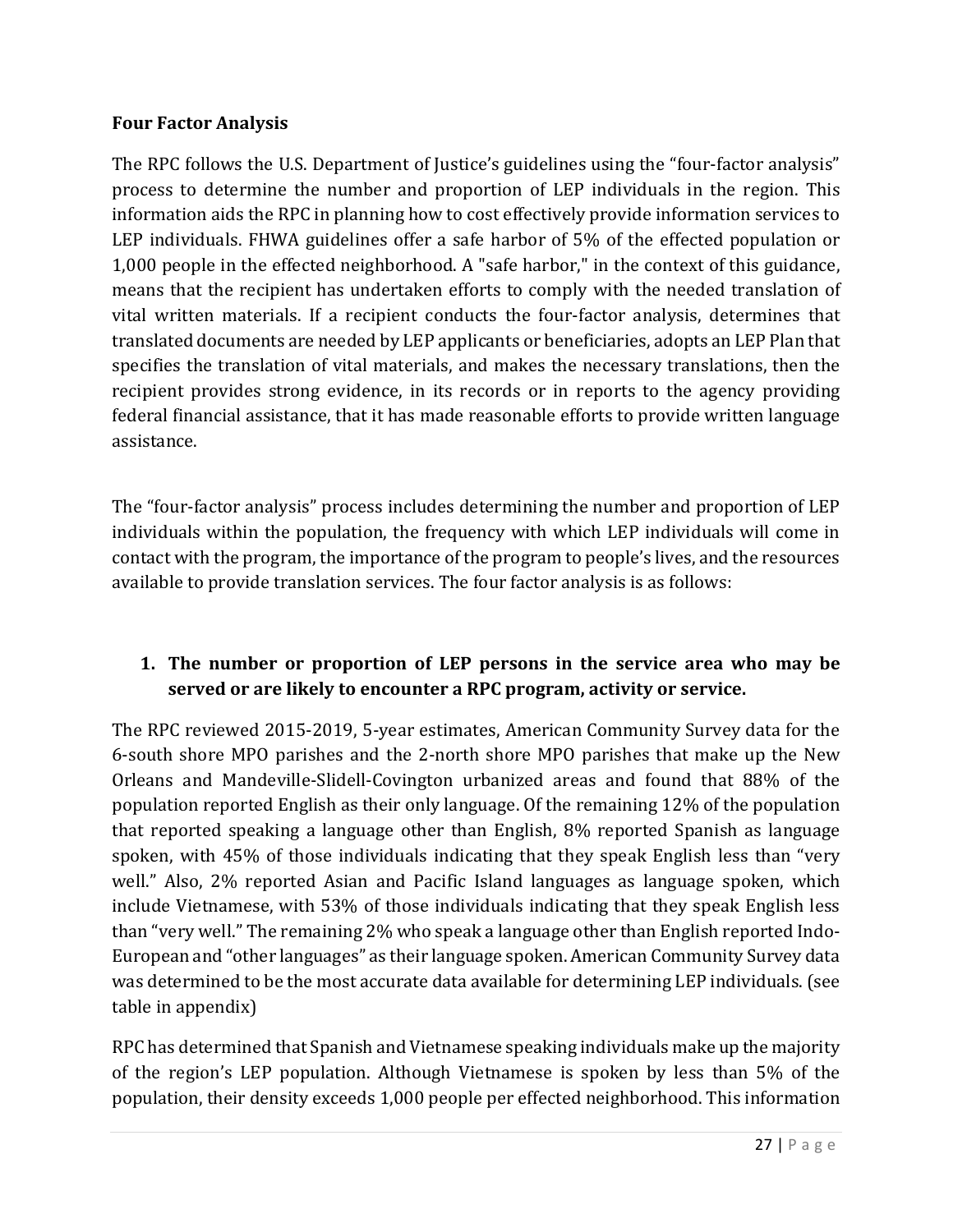**Four Factor Analysis**

The RPC follows the U.S. Department of Justice's guidelines using the "four-factor analysis" process to determine the number and proportion of LEP individuals in the region. This information aids the RPC in planning how to cost effectively provide information services to LEP individuals. FHWA guidelines offer a safe harbor of 5% of the effected population or 1,000 people in the effected neighborhood. A "safe harbor," in the context of this guidance, means that the recipient has undertaken efforts to comply with the needed translation of vital written materials. If a recipient conducts the four-factor analysis, determines that translated documents are needed by LEP applicants or beneficiaries, adopts an LEP Plan that specifies the translation of vital materials, and makes the necessary translations, then the recipient provides strong evidence, in its records or in reports to the agency providing federal financial assistance, that it has made reasonable efforts to provide written language assistance.

The "four-factor analysis" process includes determining the number and proportion of LEP individuals within the population, the frequency with which LEP individuals will come in contact with the program, the importance of the program to people's lives, and the resources available to provide translation services. The four factor analysis is as follows:

1. **The number or proportion of LEP persons in the service area who may be served or are likely to encounter a RPC program, activity or service.**

The RPC reviewed 2015-2019, 5-year estimates, American Community Survey data for the 6-south shore MPO parishes and the 2-north shore MPO parishes that make up the New Orleans and Mandeville-Slidell-Covington urbanized areas and found that 88% of the population reported English as their only language. Of the remaining 12% of the population that reported speaking a language other than English, 8% reported Spanish as language spoken, with 45% of those individuals indicating that they speak English less than "very well." Also, 2% reported Asian and Pacific Island languages as language spoken, which include Vietnamese, with 53% of those individuals indicating that they speak English less than "very well." The remaining 2% who speak a language other than English reported Indo-European and "other languages" as their language spoken. American Community Survey data was determined to be the most accurate data available for determining LEP individuals. (see table in appendix)

RPC has determined that Spanish and Vietnamese speaking individuals make up the majority of the region's LEP population. Although Vietnamese is spoken by less than 5% of the population, their density exceeds 1,000 people per effected neighborhood. This information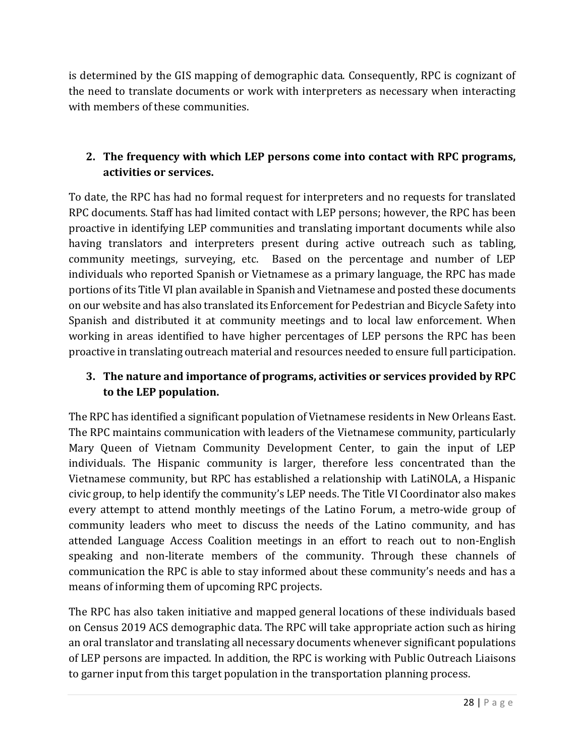is determined by the GIS mapping of demographic data. Consequently, RPC is cognizant of the need to translate documents or work with interpreters as necessary when interacting with members of these communities.

**2. The frequency with which LEP persons come into contact with RPC programs, activities or services.**

To date, the RPC has had no formal request for interpreters and no requests for translated RPC documents. Staff has had limited contact with LEP persons; however, the RPC has been proactive in identifying LEP communities and translating important documents while also having translators and interpreters present during active outreach such as tabling, community meetings, surveying, etc. Based on the percentage and number of LEP individuals who reported Spanish or Vietnamese as a primary language, the RPC has made portions of its Title VI plan available in Spanish and Vietnamese and posted these documents on our website and has also translated its Enforcement for Pedestrian and Bicycle Safety into Spanish and distributed it at community meetings and to local law enforcement. When working in areas identified to have higher percentages of LEP persons the RPC has been proactive in translating outreach material and resources needed to ensure full participation.

**3. The nature and importance of programs, activities or services provided by RPC to the LEP population.**

The RPC has identified a significant population of Vietnamese residents in New Orleans East. The RPC maintains communication with leaders of the Vietnamese community, particularly Mary Queen of Vietnam Community Development Center, to gain the input of LEP individuals. The Hispanic community is larger, therefore less concentrated than the Vietnamese community, but RPC has established a relationship with LatiNOLA, a Hispanic civic group, to help identify the community's LEP needs. The Title VI Coordinator also makes every attempt to attend monthly meetings of the Latino Forum, a metro-wide group of community leaders who meet to discuss the needs of the Latino community, and has attended Language Access Coalition meetings in an effort to reach out to non-English speaking and non-literate members of the community. Through these channels of communication the RPC is able to stay informed about these community's needs and has a means of informing them of upcoming RPC projects.

The RPC has also taken initiative and mapped general locations of these individuals based on Census 2019 ACS demographic data. The RPC will take appropriate action such as hiring an oral translator and translating all necessary documents whenever significant populations of LEP persons are impacted. In addition, the RPC is working with Public Outreach Liaisons to garner input from this target population in the transportation planning process.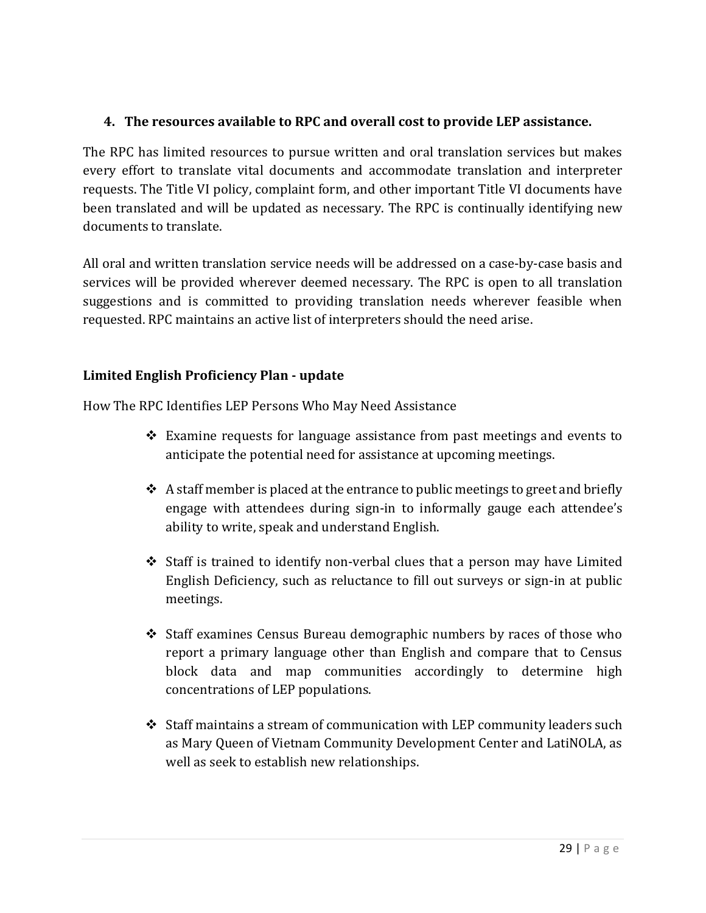**4. The resources available to RPC and overall cost to provide LEP assistance.**

The RPC has limited resources to pursue written and oral translation services but makes every effort to translate vital documents and accommodate translation and interpreter requests. The Title VI policy, complaint form, and other important Title VI documents have been translated and will be updated as necessary. The RPC is continually identifying new documents to translate.

All oral and written translation service needs will be addressed on a case-by-case basis and services will be provided wherever deemed necessary. The RPC is open to all translation suggestions and is committed to providing translation needs wherever feasible when requested. RPC maintains an active list of interpreters should the need arise.

**Limited English Proficiency Plan - update**

How The RPC Identifies LEP Persons Who May Need Assistance

- ❖ Examine requests for language assistance from past meetings and events to anticipate the potential need for assistance at upcoming meetings.
- ❖ A staff member is placed at the entrance to public meetings to greet and briefly engage with attendees during sign-in to informally gauge each attendee's ability to write, speak and understand English.
- ❖ Staff is trained to identify non-verbal clues that a person may have Limited English Deficiency, such as reluctance to fill out surveys or sign-in at public meetings.
- ❖ Staff examines Census Bureau demographic numbers by races of those who report a primary language other than English and compare that to Census block data and map communities accordingly to determine high concentrations of LEP populations.
- ❖ Staff maintains a stream of communication with LEP community leaders such as Mary Queen of Vietnam Community Development Center and LatiNOLA, as well as seek to establish new relationships.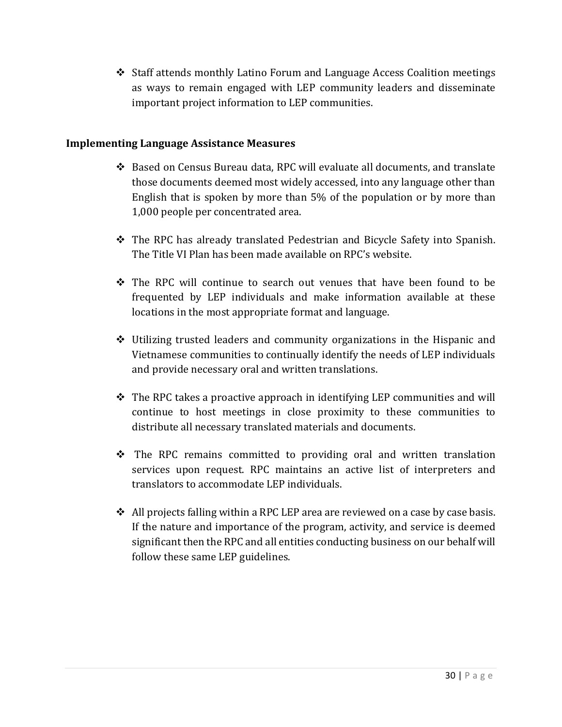- Staff attends monthly Latino Forum and Language Access Coalition meetings as ways to remain engaged with LEP community leaders and disseminate important project information to LEP communities.

**Implementing Language Assistance Measures**

- Based on Census Bureau data, RPC will evaluate all documents, and translate those documents deemed most widely accessed, into any language other than English that is spoken by more than 5% of the population or by more than 1,000 people per concentrated area.

- The RPC has already translated Pedestrian and Bicycle Safety into Spanish. The Title VI Plan has been made available on RPC's website.

- The RPC will continue to search out venues that have been found to be frequented by LEP individuals and make information available at these locations in the most appropriate format and language.

- Utilizing trusted leaders and community organizations in the Hispanic and Vietnamese communities to continually identify the needs of LEP individuals and provide necessary oral and written translations.

- The RPC takes a proactive approach in identifying LEP communities and will continue to host meetings in close proximity to these communities to distribute all necessary translated materials and documents.

- The RPC remains committed to providing oral and written translation services upon request. RPC maintains an active list of interpreters and translators to accommodate LEP individuals.

- All projects falling within a RPC LEP area are reviewed on a case by case basis. If the nature and importance of the program, activity, and service is deemed significant then the RPC and all entities conducting business on our behalf will follow these same LEP guidelines.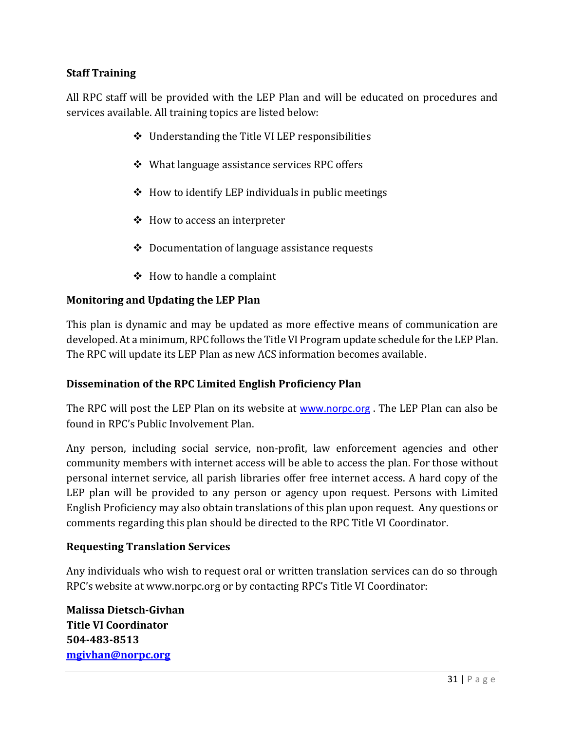### Staff Training

All RPC staff will be provided with the LEP Plan and will be educated on procedures and services available. All training topics are listed below:

- Understanding the Title VI LEP responsibilities
- What language assistance services RPC offers
- How to identify LEP individuals in public meetings
- How to access an interpreter
- Documentation of language assistance requests
- How to handle a complaint

### Monitoring and Updating the LEP Plan

This plan is dynamic and may be updated as more effective means of communication are developed. At a minimum, RPC follows the Title VI Program update schedule for the LEP Plan. The RPC will update its LEP Plan as new ACS information becomes available.

### Dissemination of the RPC Limited English Proficiency Plan

The RPC will post the LEP Plan on its website at [www.norpc.org](http://www.norpc.org) . The LEP Plan can also be found in RPC's Public Involvement Plan.

Any person, including social service, non-profit, law enforcement agencies and other community members with internet access will be able to access the plan. For those without personal internet service, all parish libraries offer free internet access. A hard copy of the LEP plan will be provided to any person or agency upon request. Persons with Limited English Proficiency may also obtain translations of this plan upon request. Any questions or comments regarding this plan should be directed to the RPC Title VI Coordinator.

### Requesting Translation Services

Any individuals who wish to request oral or written translation services can do so through RPC's website at www.norpc.org or by contacting RPC's Title VI Coordinator:

**Malissa Dietsch-Givhan**
**Title VI Coordinator**
**504-483-8513**
**[mgivhan@norpc.org](mailto:mgivhan@norpc.org)**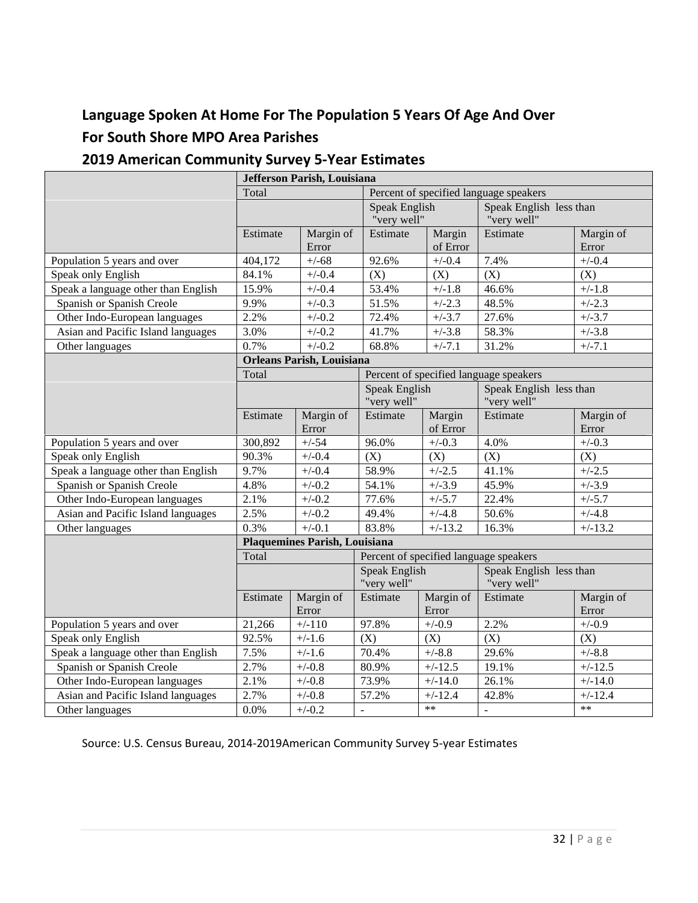## Language Spoken At Home For The Population 5 Years Of Age And Over
## For South Shore MPO Area Parishes
## 2019 American Community Survey 5-Year Estimates

| | Jefferson Parish, Louisiana | | | | | |
|---|---|---|---|---|---|---|
| | Total | | Percent of specified language speakers | | | |
| | | | Speak English "very well" | | Speak English less than "very well" | |
| | Estimate | Margin of Error | Estimate | Margin of Error | Estimate | Margin of Error |
| Population 5 years and over | 404,172 | +/-68 | 92.6% | +/-0.4 | 7.4% | +/-0.4 |
| Speak only English | 84.1% | +/-0.4 | (X) | (X) | (X) | (X) |
| Speak a language other than English | 15.9% | +/-0.4 | 53.4% | +/-1.8 | 46.6% | +/-1.8 |
| Spanish or Spanish Creole | 9.9% | +/-0.3 | 51.5% | +/-2.3 | 48.5% | +/-2.3 |
| Other Indo-European languages | 2.2% | +/-0.2 | 72.4% | +/-3.7 | 27.6% | +/-3.7 |
| Asian and Pacific Island languages | 3.0% | +/-0.2 | 41.7% | +/-3.8 | 58.3% | +/-3.8 |
| Other languages | 0.7% | +/-0.2 | 68.8% | +/-7.1 | 31.2% | +/-7.1 |
| | **Orleans Parish, Louisiana** | | | | | |
| | Total | | Percent of specified language speakers | | | |
| | | | Speak English "very well" | | Speak English less than "very well" | |
| | Estimate | Margin of Error | Estimate | Margin of Error | Estimate | Margin of Error |
| Population 5 years and over | 300,892 | +/-54 | 96.0% | +/-0.3 | 4.0% | +/-0.3 |
| Speak only English | 90.3% | +/-0.4 | (X) | (X) | (X) | (X) |
| Speak a language other than English | 9.7% | +/-0.4 | 58.9% | +/-2.5 | 41.1% | +/-2.5 |
| Spanish or Spanish Creole | 4.8% | +/-0.2 | 54.1% | +/-3.9 | 45.9% | +/-3.9 |
| Other Indo-European languages | 2.1% | +/-0.2 | 77.6% | +/-5.7 | 22.4% | +/-5.7 |
| Asian and Pacific Island languages | 2.5% | +/-0.2 | 49.4% | +/-4.8 | 50.6% | +/-4.8 |
| Other languages | 0.3% | +/-0.1 | 83.8% | +/-13.2 | 16.3% | +/-13.2 |
| | **Plaquemines Parish, Louisiana** | | | | | |
| | Total | | Percent of specified language speakers | | | |
| | | | Speak English "very well" | | Speak English less than "very well" | |
| | Estimate | Margin of Error | Estimate | Margin of Error | Estimate | Margin of Error |
| Population 5 years and over | 21,266 | +/-110 | 97.8% | +/-0.9 | 2.2% | +/-0.9 |
| Speak only English | 92.5% | +/-1.6 | (X) | (X) | (X) | (X) |
| Speak a language other than English | 7.5% | +/-1.6 | 70.4% | +/-8.8 | 29.6% | +/-8.8 |
| Spanish or Spanish Creole | 2.7% | +/-0.8 | 80.9% | +/-12.5 | 19.1% | +/-12.5 |
| Other Indo-European languages | 2.1% | +/-0.8 | 73.9% | +/-14.0 | 26.1% | +/-14.0 |
| Asian and Pacific Island languages | 2.7% | +/-0.8 | 57.2% | +/-12.4 | 42.8% | +/-12.4 |
| Other languages | 0.0% | +/-0.2 | - | ** | - | ** |

Source: U.S. Census Bureau, 2014-2019American Community Survey 5-year Estimates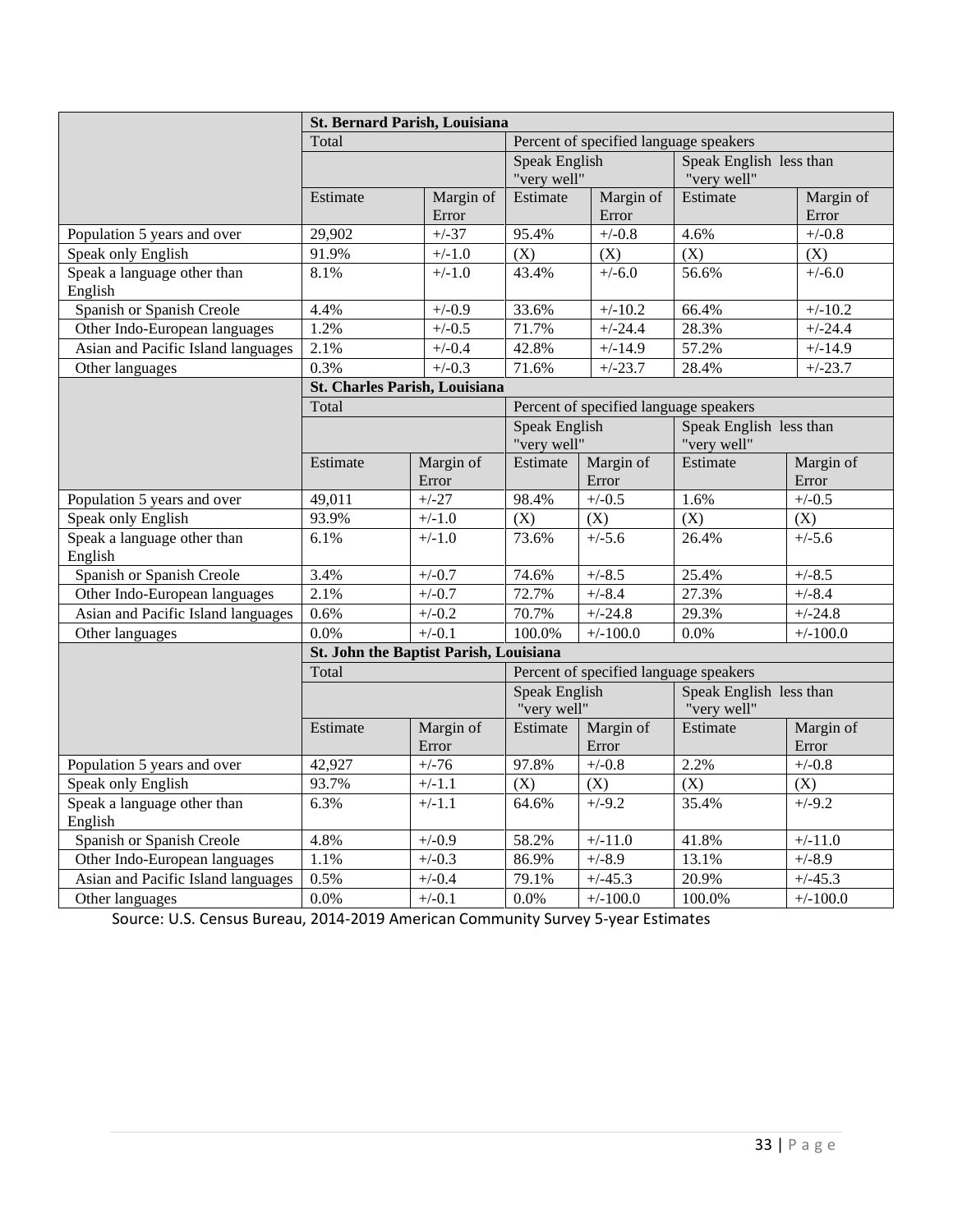| | St. Bernard Parish, Louisiana | | | | | |
|---|---|---|---|---|---|---|
| | Total | | Percent of specified language speakers | | | |
| | | | Speak English "very well" | | Speak English less than "very well" | |
| | Estimate | Margin of Error | Estimate | Margin of Error | Estimate | Margin of Error |
| Population 5 years and over | 29,902 | +/-37 | 95.4% | +/-0.8 | 4.6% | +/-0.8 |
| Speak only English | 91.9% | +/-1.0 | (X) | (X) | (X) | (X) |
| Speak a language other than English | 8.1% | +/-1.0 | 43.4% | +/-6.0 | 56.6% | +/-6.0 |
| Spanish or Spanish Creole | 4.4% | +/-0.9 | 33.6% | +/-10.2 | 66.4% | +/-10.2 |
| Other Indo-European languages | 1.2% | +/-0.5 | 71.7% | +/-24.4 | 28.3% | +/-24.4 |
| Asian and Pacific Island languages | 2.1% | +/-0.4 | 42.8% | +/-14.9 | 57.2% | +/-14.9 |
| Other languages | 0.3% | +/-0.3 | 71.6% | +/-23.7 | 28.4% | +/-23.7 |
| | **St. Charles Parish, Louisiana** | | | | | |
| | Total | | Percent of specified language speakers | | | |
| | | | Speak English "very well" | | Speak English less than "very well" | |
| | Estimate | Margin of Error | Estimate | Margin of Error | Estimate | Margin of Error |
| Population 5 years and over | 49,011 | +/-27 | 98.4% | +/-0.5 | 1.6% | +/-0.5 |
| Speak only English | 93.9% | +/-1.0 | (X) | (X) | (X) | (X) |
| Speak a language other than English | 6.1% | +/-1.0 | 73.6% | +/-5.6 | 26.4% | +/-5.6 |
| Spanish or Spanish Creole | 3.4% | +/-0.7 | 74.6% | +/-8.5 | 25.4% | +/-8.5 |
| Other Indo-European languages | 2.1% | +/-0.7 | 72.7% | +/-8.4 | 27.3% | +/-8.4 |
| Asian and Pacific Island languages | 0.6% | +/-0.2 | 70.7% | +/-24.8 | 29.3% | +/-24.8 |
| Other languages | 0.0% | +/-0.1 | 100.0% | +/-100.0 | 0.0% | +/-100.0 |
| | **St. John the Baptist Parish, Louisiana** | | | | | |
| | Total | | Percent of specified language speakers | | | |
| | | | Speak English "very well" | | Speak English less than "very well" | |
| | Estimate | Margin of Error | Estimate | Margin of Error | Estimate | Margin of Error |
| Population 5 years and over | 42,927 | +/-76 | 97.8% | +/-0.8 | 2.2% | +/-0.8 |
| Speak only English | 93.7% | +/-1.1 | (X) | (X) | (X) | (X) |
| Speak a language other than English | 6.3% | +/-1.1 | 64.6% | +/-9.2 | 35.4% | +/-9.2 |
| Spanish or Spanish Creole | 4.8% | +/-0.9 | 58.2% | +/-11.0 | 41.8% | +/-11.0 |
| Other Indo-European languages | 1.1% | +/-0.3 | 86.9% | +/-8.9 | 13.1% | +/-8.9 |
| Asian and Pacific Island languages | 0.5% | +/-0.4 | 79.1% | +/-45.3 | 20.9% | +/-45.3 |
| Other languages | 0.0% | +/-0.1 | 0.0% | +/-100.0 | 100.0% | +/-100.0 |

Source: U.S. Census Bureau, 2014-2019 American Community Survey 5-year Estimates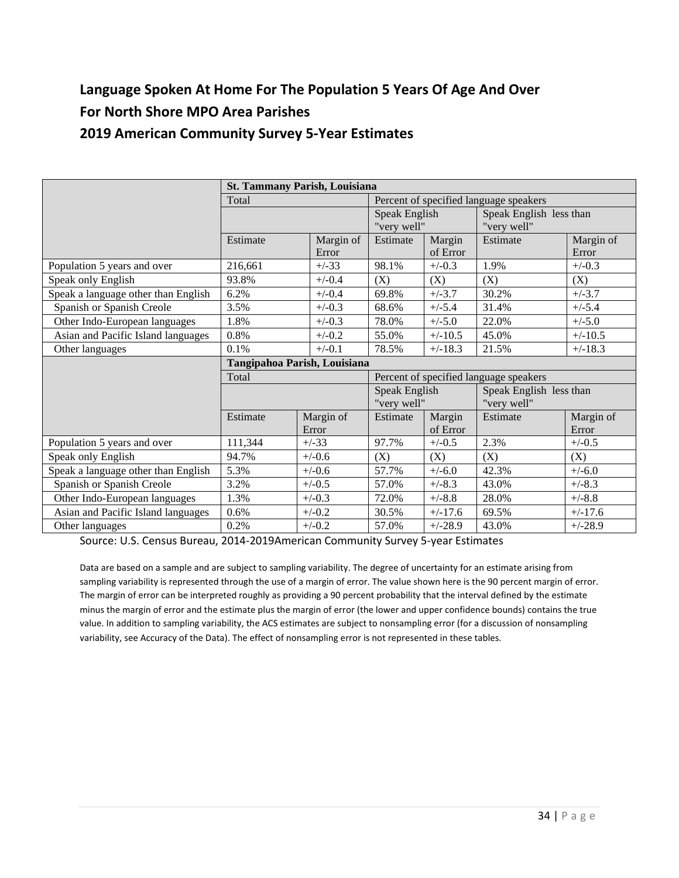## Language Spoken At Home For The Population 5 Years Of Age And Over

## For North Shore MPO Area Parishes

## 2019 American Community Survey 5-Year Estimates

| | **St. Tammany Parish, Louisiana** | | | | | |
|---|---|---|---|---|---|---|
| | Total | | Percent of specified language speakers | | | |
| | | | Speak English "very well" | | Speak English less than "very well" | |
| | Estimate | Margin of Error | Estimate | Margin of Error | Estimate | Margin of Error |
| Population 5 years and over | 216,661 | +/-33 | 98.1% | +/-0.3 | 1.9% | +/-0.3 |
| Speak only English | 93.8% | +/-0.4 | (X) | (X) | (X) | (X) |
| Speak a language other than English | 6.2% | +/-0.4 | 69.8% | +/-3.7 | 30.2% | +/-3.7 |
| Spanish or Spanish Creole | 3.5% | +/-0.3 | 68.6% | +/-5.4 | 31.4% | +/-5.4 |
| Other Indo-European languages | 1.8% | +/-0.3 | 78.0% | +/-5.0 | 22.0% | +/-5.0 |
| Asian and Pacific Island languages | 0.8% | +/-0.2 | 55.0% | +/-10.5 | 45.0% | +/-10.5 |
| Other languages | 0.1% | +/-0.1 | 78.5% | +/-18.3 | 21.5% | +/-18.3 |
| | **Tangipahoa Parish, Louisiana** | | | | | |
| | Total | | Percent of specified language speakers | | | |
| | | | Speak English "very well" | | Speak English less than "very well" | |
| | Estimate | Margin of Error | Estimate | Margin of Error | Estimate | Margin of Error |
| Population 5 years and over | 111,344 | +/-33 | 97.7% | +/-0.5 | 2.3% | +/-0.5 |
| Speak only English | 94.7% | +/-0.6 | (X) | (X) | (X) | (X) |
| Speak a language other than English | 5.3% | +/-0.6 | 57.7% | +/-6.0 | 42.3% | +/-6.0 |
| Spanish or Spanish Creole | 3.2% | +/-0.5 | 57.0% | +/-8.3 | 43.0% | +/-8.3 |
| Other Indo-European languages | 1.3% | +/-0.3 | 72.0% | +/-8.8 | 28.0% | +/-8.8 |
| Asian and Pacific Island languages | 0.6% | +/-0.2 | 30.5% | +/-17.6 | 69.5% | +/-17.6 |
| Other languages | 0.2% | +/-0.2 | 57.0% | +/-28.9 | 43.0% | +/-28.9 |

Source: U.S. Census Bureau, 2014-2019American Community Survey 5-year Estimates

Data are based on a sample and are subject to sampling variability. The degree of uncertainty for an estimate arising from sampling variability is represented through the use of a margin of error. The value shown here is the 90 percent margin of error. The margin of error can be interpreted roughly as providing a 90 percent probability that the interval defined by the estimate minus the margin of error and the estimate plus the margin of error (the lower and upper confidence bounds) contains the true value. In addition to sampling variability, the ACS estimates are subject to nonsampling error (for a discussion of nonsampling variability, see Accuracy of the Data). The effect of nonsampling error is not represented in these tables.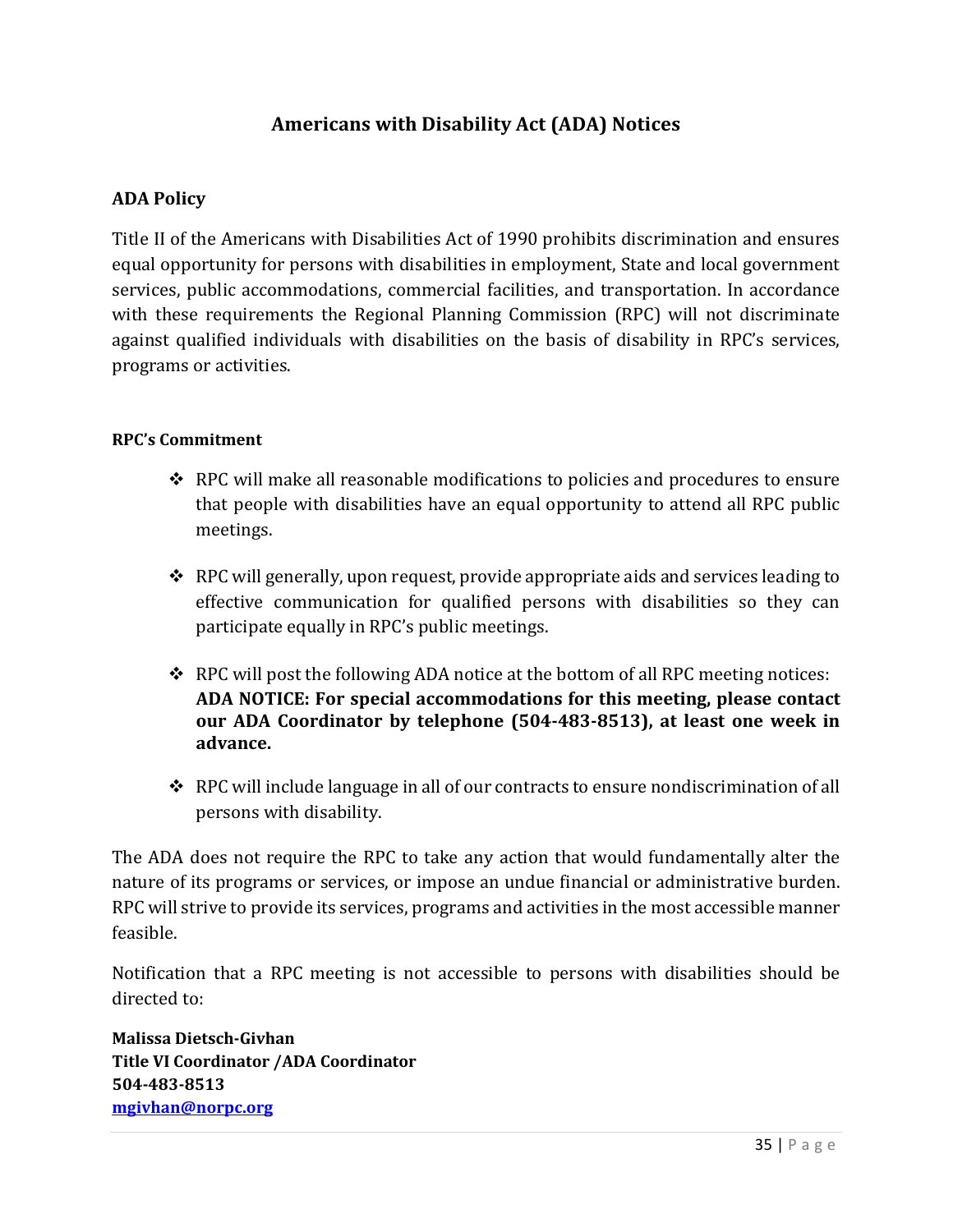# Americans with Disability Act (ADA) Notices

## ADA Policy

Title II of the Americans with Disabilities Act of 1990 prohibits discrimination and ensures equal opportunity for persons with disabilities in employment, State and local government services, public accommodations, commercial facilities, and transportation. In accordance with these requirements the Regional Planning Commission (RPC) will not discriminate against qualified individuals with disabilities on the basis of disability in RPC's services, programs or activities.

### RPC's Commitment

- RPC will make all reasonable modifications to policies and procedures to ensure that people with disabilities have an equal opportunity to attend all RPC public meetings.
- RPC will generally, upon request, provide appropriate aids and services leading to effective communication for qualified persons with disabilities so they can participate equally in RPC's public meetings.
- RPC will post the following ADA notice at the bottom of all RPC meeting notices: **ADA NOTICE: For special accommodations for this meeting, please contact our ADA Coordinator by telephone (504-483-8513), at least one week in advance.**
- RPC will include language in all of our contracts to ensure nondiscrimination of all persons with disability.

The ADA does not require the RPC to take any action that would fundamentally alter the nature of its programs or services, or impose an undue financial or administrative burden. RPC will strive to provide its services, programs and activities in the most accessible manner feasible.

Notification that a RPC meeting is not accessible to persons with disabilities should be directed to:

**Malissa Dietsch-Givhan**
**Title VI Coordinator /ADA Coordinator**
**504-483-8513**
**mgivhan@norpc.org**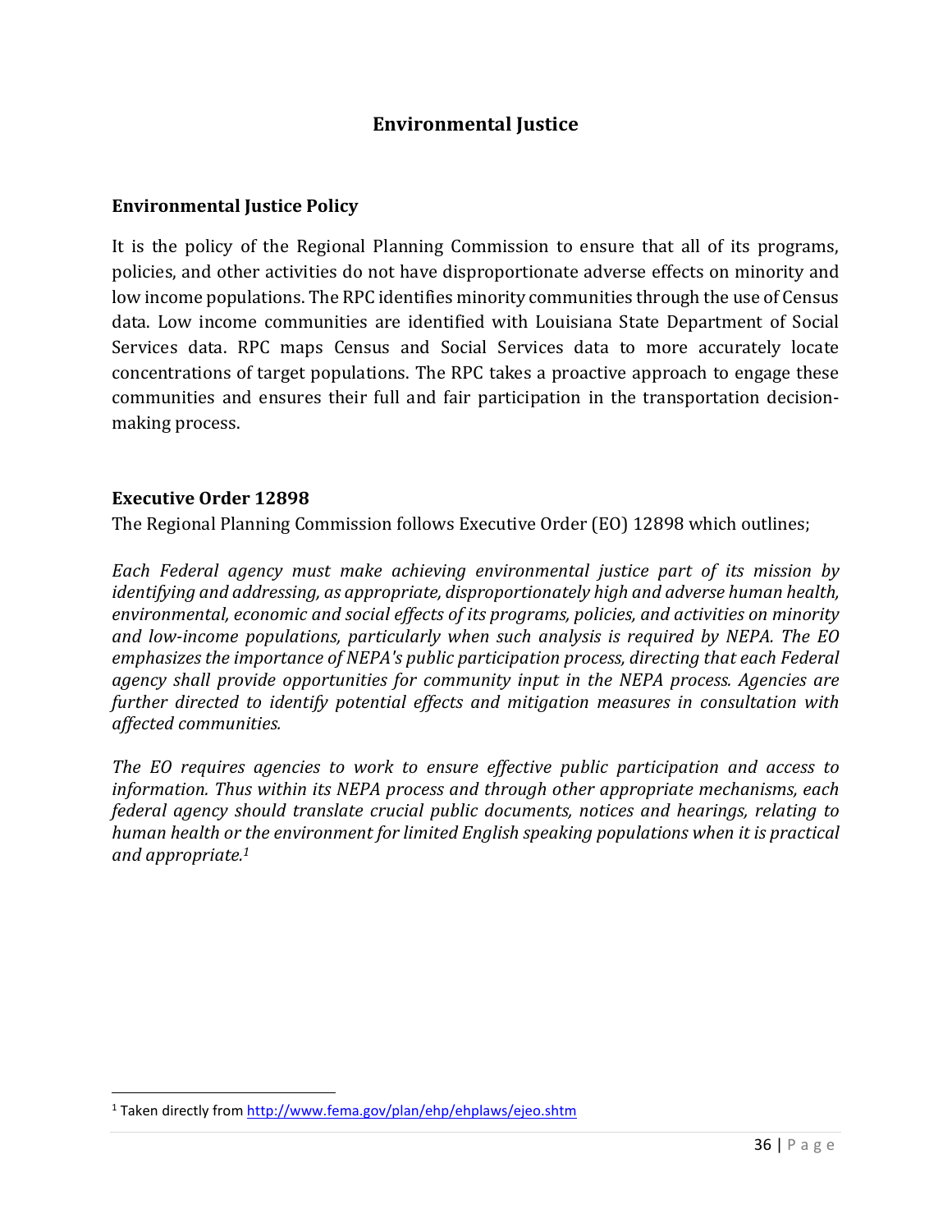# Environmental Justice

## Environmental Justice Policy

It is the policy of the Regional Planning Commission to ensure that all of its programs, policies, and other activities do not have disproportionate adverse effects on minority and low income populations. The RPC identifies minority communities through the use of Census data. Low income communities are identified with Louisiana State Department of Social Services data. RPC maps Census and Social Services data to more accurately locate concentrations of target populations. The RPC takes a proactive approach to engage these communities and ensures their full and fair participation in the transportation decision-making process.

## Executive Order 12898

The Regional Planning Commission follows Executive Order (EO) 12898 which outlines;

*Each Federal agency must make achieving environmental justice part of its mission by identifying and addressing, as appropriate, disproportionately high and adverse human health, environmental, economic and social effects of its programs, policies, and activities on minority and low-income populations, particularly when such analysis is required by NEPA. The EO emphasizes the importance of NEPA's public participation process, directing that each Federal agency shall provide opportunities for community input in the NEPA process. Agencies are further directed to identify potential effects and mitigation measures in consultation with affected communities.*

*The EO requires agencies to work to ensure effective public participation and access to information. Thus within its NEPA process and through other appropriate mechanisms, each federal agency should translate crucial public documents, notices and hearings, relating to human health or the environment for limited English speaking populations when it is practical and appropriate.*[1]

[1] Taken directly from http://www.fema.gov/plan/ehp/ehplaws/ejeo.shtm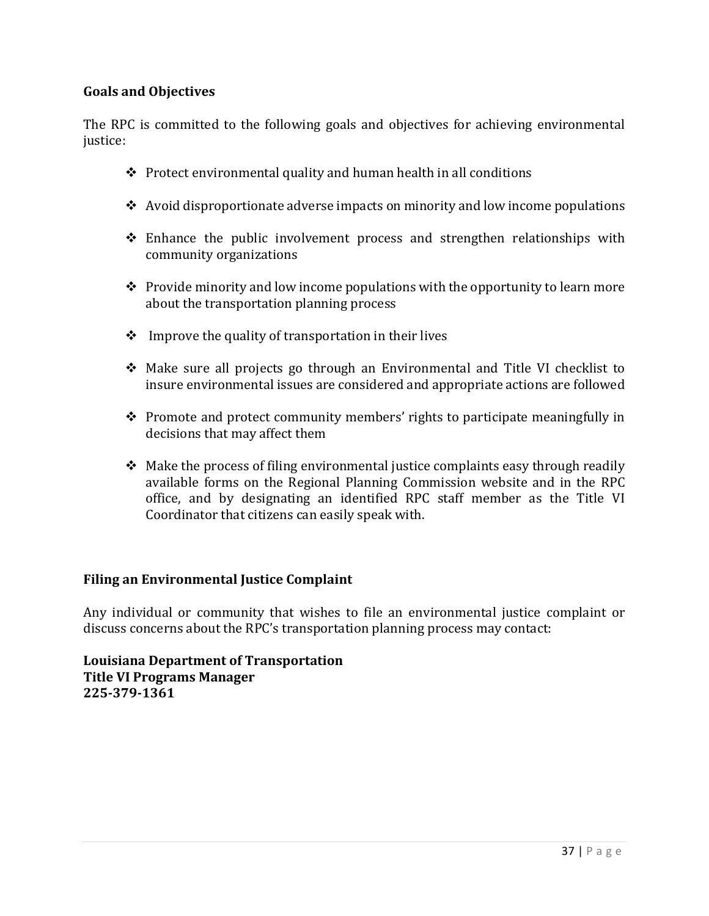## Goals and Objectives

The RPC is committed to the following goals and objectives for achieving environmental justice:

- Protect environmental quality and human health in all conditions
- Avoid disproportionate adverse impacts on minority and low income populations
- Enhance the public involvement process and strengthen relationships with community organizations
- Provide minority and low income populations with the opportunity to learn more about the transportation planning process
- Improve the quality of transportation in their lives
- Make sure all projects go through an Environmental and Title VI checklist to insure environmental issues are considered and appropriate actions are followed
- Promote and protect community members' rights to participate meaningfully in decisions that may affect them
- Make the process of filing environmental justice complaints easy through readily available forms on the Regional Planning Commission website and in the RPC office, and by designating an identified RPC staff member as the Title VI Coordinator that citizens can easily speak with.

## Filing an Environmental Justice Complaint

Any individual or community that wishes to file an environmental justice complaint or discuss concerns about the RPC's transportation planning process may contact:

**Louisiana Department of Transportation**
**Title VI Programs Manager**
**225-379-1361**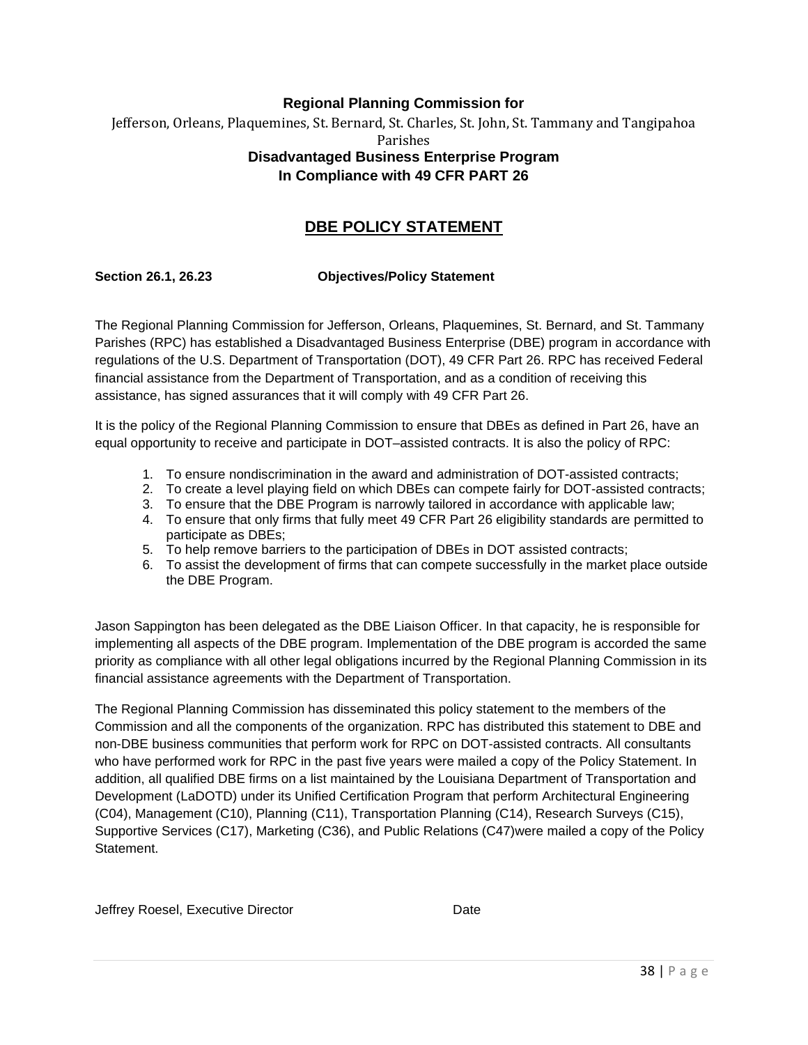**Regional Planning Commission for**

Jefferson, Orleans, Plaquemines, St. Bernard, St. Charles, St. John, St. Tammany and Tangipahoa Parishes

**Disadvantaged Business Enterprise Program**
**In Compliance with 49 CFR PART 26**

## DBE POLICY STATEMENT

**Section 26.1, 26.23 Objectives/Policy Statement**

The Regional Planning Commission for Jefferson, Orleans, Plaquemines, St. Bernard, and St. Tammany Parishes (RPC) has established a Disadvantaged Business Enterprise (DBE) program in accordance with regulations of the U.S. Department of Transportation (DOT), 49 CFR Part 26. RPC has received Federal financial assistance from the Department of Transportation, and as a condition of receiving this assistance, has signed assurances that it will comply with 49 CFR Part 26.

It is the policy of the Regional Planning Commission to ensure that DBEs as defined in Part 26, have an equal opportunity to receive and participate in DOT–assisted contracts. It is also the policy of RPC:

1. To ensure nondiscrimination in the award and administration of DOT-assisted contracts;
2. To create a level playing field on which DBEs can compete fairly for DOT-assisted contracts;
3. To ensure that the DBE Program is narrowly tailored in accordance with applicable law;
4. To ensure that only firms that fully meet 49 CFR Part 26 eligibility standards are permitted to participate as DBEs;
5. To help remove barriers to the participation of DBEs in DOT assisted contracts;
6. To assist the development of firms that can compete successfully in the market place outside the DBE Program.

Jason Sappington has been delegated as the DBE Liaison Officer. In that capacity, he is responsible for implementing all aspects of the DBE program. Implementation of the DBE program is accorded the same priority as compliance with all other legal obligations incurred by the Regional Planning Commission in its financial assistance agreements with the Department of Transportation.

The Regional Planning Commission has disseminated this policy statement to the members of the Commission and all the components of the organization. RPC has distributed this statement to DBE and non-DBE business communities that perform work for RPC on DOT-assisted contracts. All consultants who have performed work for RPC in the past five years were mailed a copy of the Policy Statement. In addition, all qualified DBE firms on a list maintained by the Louisiana Department of Transportation and Development (LaDOTD) under its Unified Certification Program that perform Architectural Engineering (C04), Management (C10), Planning (C11), Transportation Planning (C14), Research Surveys (C15), Supportive Services (C17), Marketing (C36), and Public Relations (C47)were mailed a copy of the Policy Statement.

Jeffrey Roesel, Executive Director Date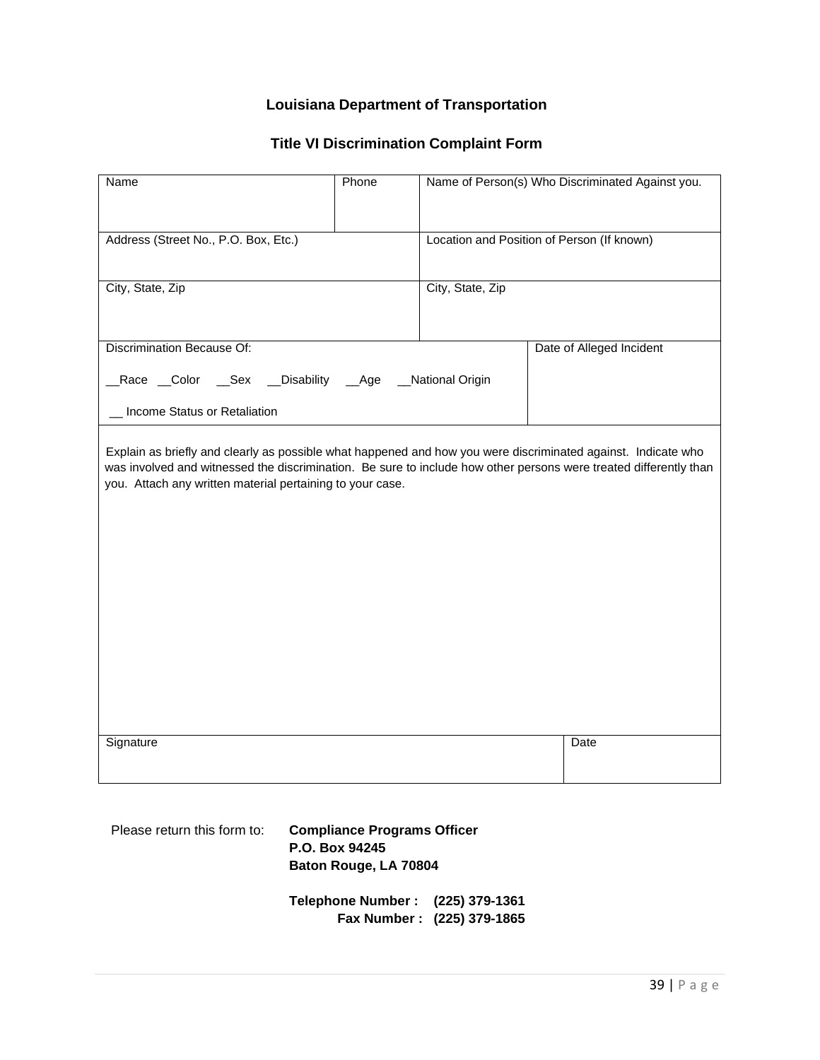# Louisiana Department of Transportation

## Title VI Discrimination Complaint Form

| Name | Phone | Name of Person(s) Who Discriminated Against you. |
|---|---|---|
| Address (Street No., P.O. Box, Etc.) | | Location and Position of Person (If known) |
| City, State, Zip | | City, State, Zip |
| Discrimination Because Of:<br><br>__Race __Color __Sex __Disability __Age __National Origin<br><br>__ Income Status or Retaliation | | Date of Alleged Incident |
| Explain as briefly and clearly as possible what happened and how you were discriminated against. Indicate who was involved and witnessed the discrimination. Be sure to include how other persons were treated differently than you. Attach any written material pertaining to your case. | | |
| Signature | | Date |

Please return this form to:

**Compliance Programs Officer**
**P.O. Box 94245**
**Baton Rouge, LA 70804**

**Telephone Number : (225) 379-1361**
**Fax Number : (225) 379-1865**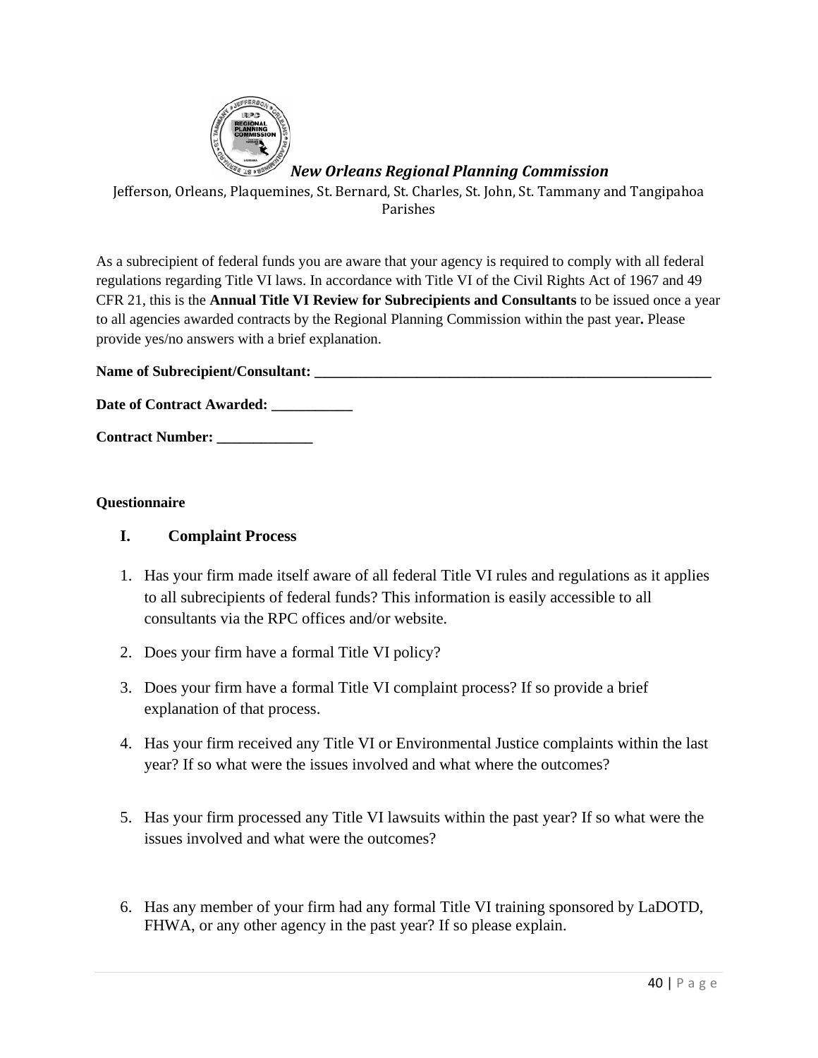***New Orleans Regional Planning Commission***

Jefferson, Orleans, Plaquemines, St. Bernard, St. Charles, St. John, St. Tammany and Tangipahoa Parishes

As a subrecipient of federal funds you are aware that your agency is required to comply with all federal regulations regarding Title VI laws. In accordance with Title VI of the Civil Rights Act of 1967 and 49 CFR 21, this is the **Annual Title VI Review for Subrecipients and Consultants** to be issued once a year to all agencies awarded contracts by the Regional Planning Commission within the past year**.** Please provide yes/no answers with a brief explanation.

**Name of Subrecipient/Consultant: \_\_\_\_\_\_\_\_\_\_\_\_\_\_\_\_\_\_\_\_\_\_\_\_\_\_\_\_\_\_\_\_\_\_\_\_\_\_\_\_\_\_\_\_\_\_\_\_\_\_\_\_\_\_\_\_**

**Date of Contract Awarded: \_\_\_\_\_\_\_\_\_\_\_**

**Contract Number: \_\_\_\_\_\_\_\_\_\_\_\_\_**

**Questionnaire**

**I. Complaint Process**

1. Has your firm made itself aware of all federal Title VI rules and regulations as it applies to all subrecipients of federal funds? This information is easily accessible to all consultants via the RPC offices and/or website.
2. Does your firm have a formal Title VI policy?
3. Does your firm have a formal Title VI complaint process? If so provide a brief explanation of that process.
4. Has your firm received any Title VI or Environmental Justice complaints within the last year? If so what were the issues involved and what where the outcomes?
5. Has your firm processed any Title VI lawsuits within the past year? If so what were the issues involved and what were the outcomes?
6. Has any member of your firm had any formal Title VI training sponsored by LaDOTD, FHWA, or any other agency in the past year? If so please explain.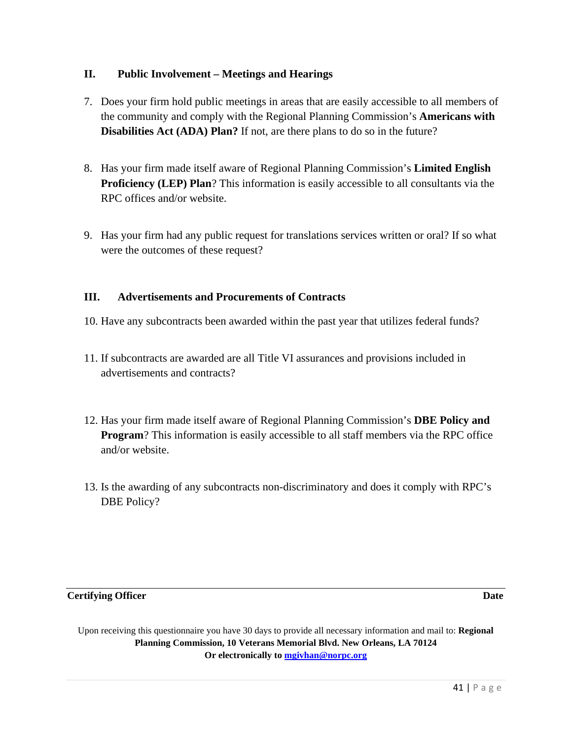## II. Public Involvement – Meetings and Hearings

7. Does your firm hold public meetings in areas that are easily accessible to all members of the community and comply with the Regional Planning Commission's **Americans with Disabilities Act (ADA) Plan?** If not, are there plans to do so in the future?

8. Has your firm made itself aware of Regional Planning Commission's **Limited English Proficiency (LEP) Plan**? This information is easily accessible to all consultants via the RPC offices and/or website.

9. Has your firm had any public request for translations services written or oral? If so what were the outcomes of these request?

## III. Advertisements and Procurements of Contracts

10. Have any subcontracts been awarded within the past year that utilizes federal funds?

11. If subcontracts are awarded are all Title VI assurances and provisions included in advertisements and contracts?

12. Has your firm made itself aware of Regional Planning Commission's **DBE Policy and Program**? This information is easily accessible to all staff members via the RPC office and/or website.

13. Is the awarding of any subcontracts non-discriminatory and does it comply with RPC's DBE Policy?

**Certifying Officer** **Date**

Upon receiving this questionnaire you have 30 days to provide all necessary information and mail to: **Regional Planning Commission, 10 Veterans Memorial Blvd. New Orleans, LA 70124**
**Or electronically to [mgivhan@norpc.org](mailto:mgivhan@norpc.org)**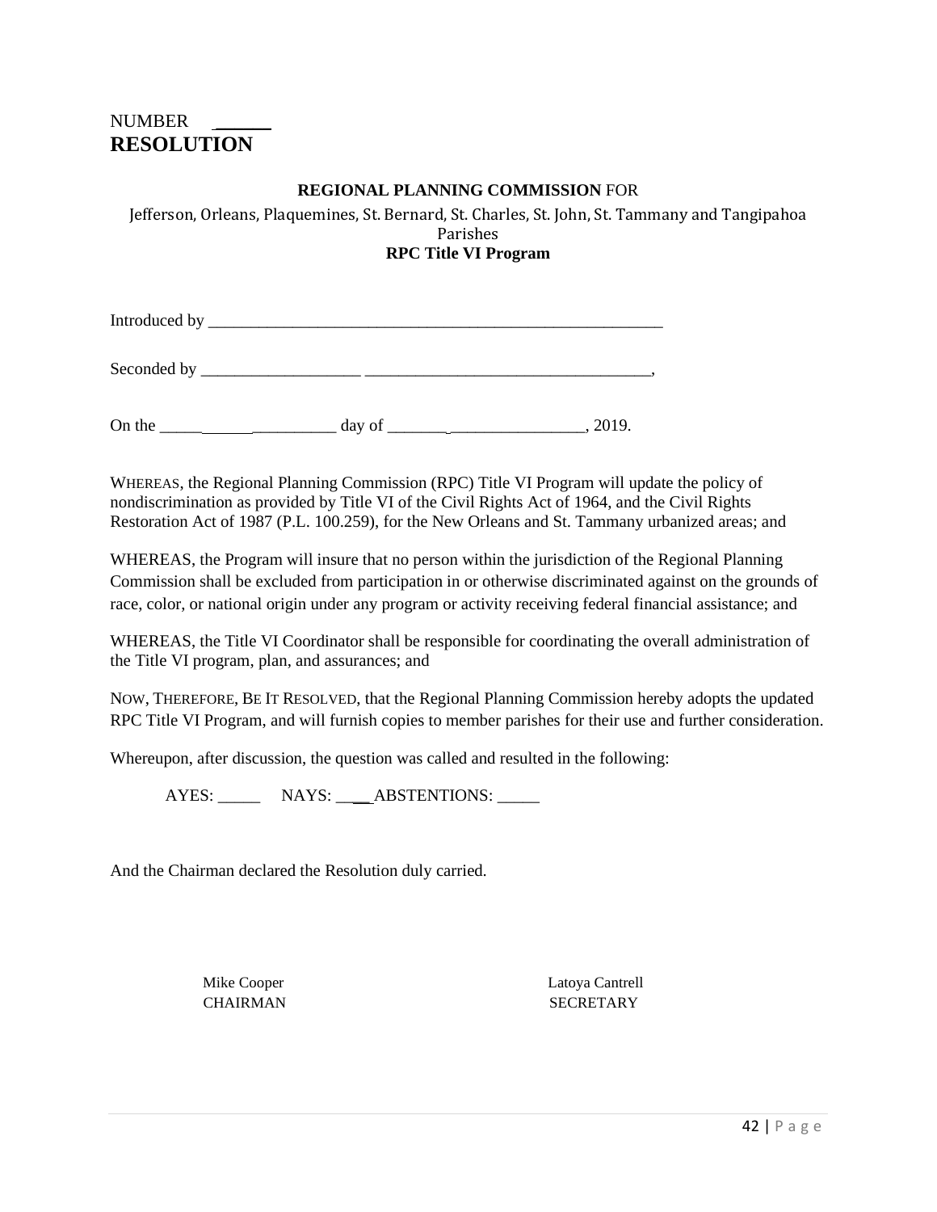NUMBER ______

# RESOLUTION

**REGIONAL PLANNING COMMISSION** FOR

Jefferson, Orleans, Plaquemines, St. Bernard, St. Charles, St. John, St. Tammany and Tangipahoa Parishes

**RPC Title VI Program**

Introduced by ________________________________________________________

Seconded by ___________________ __________________________________,

On the _____________________ day of ________________________, 2019.

WHEREAS, the Regional Planning Commission (RPC) Title VI Program will update the policy of nondiscrimination as provided by Title VI of the Civil Rights Act of 1964, and the Civil Rights Restoration Act of 1987 (P.L. 100.259), for the New Orleans and St. Tammany urbanized areas; and

WHEREAS, the Program will insure that no person within the jurisdiction of the Regional Planning Commission shall be excluded from participation in or otherwise discriminated against on the grounds of race, color, or national origin under any program or activity receiving federal financial assistance; and

WHEREAS, the Title VI Coordinator shall be responsible for coordinating the overall administration of the Title VI program, plan, and assurances; and

NOW, THEREFORE, BE IT RESOLVED, that the Regional Planning Commission hereby adopts the updated RPC Title VI Program, and will furnish copies to member parishes for their use and further consideration.

Whereupon, after discussion, the question was called and resulted in the following:

AYES: _____ NAYS: _____ ABSTENTIONS: _____

And the Chairman declared the Resolution duly carried.

Mike Cooper
CHAIRMAN

Latoya Cantrell
SECRETARY